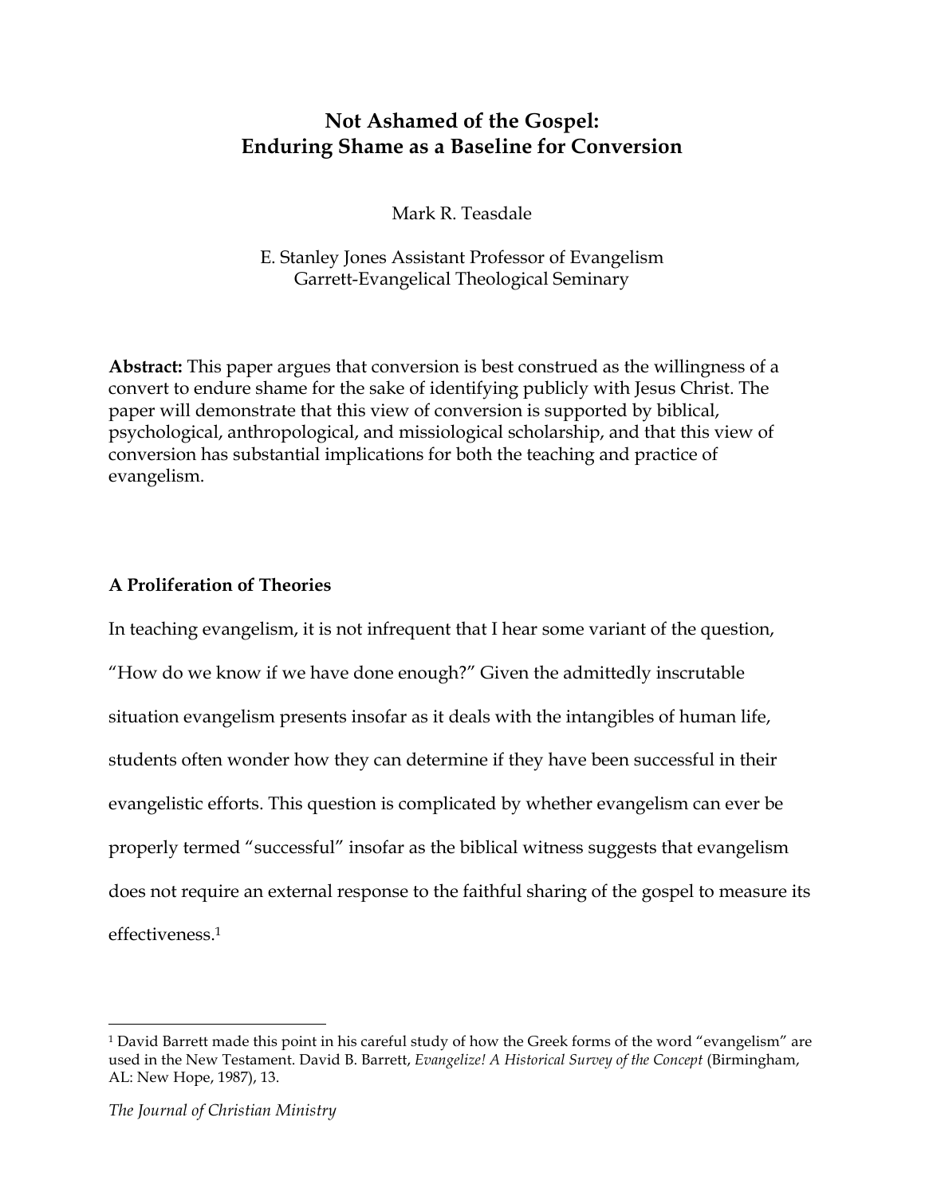# Not Ashamed of the Gospel: Enduring Shame as a Baseline for Conversion

Mark R. Teasdale

E. Stanley Jones Assistant Professor of Evangelism
Garrett-Evangelical Theological Seminary

**Abstract:** This paper argues that conversion is best construed as the willingness of a convert to endure shame for the sake of identifying publicly with Jesus Christ. The paper will demonstrate that this view of conversion is supported by biblical, psychological, anthropological, and missiological scholarship, and that this view of conversion has substantial implications for both the teaching and practice of evangelism.

## A Proliferation of Theories

In teaching evangelism, it is not infrequent that I hear some variant of the question, "How do we know if we have done enough?" Given the admittedly inscrutable situation evangelism presents insofar as it deals with the intangibles of human life, students often wonder how they can determine if they have been successful in their evangelistic efforts. This question is complicated by whether evangelism can ever be properly termed "successful" insofar as the biblical witness suggests that evangelism does not require an external response to the faithful sharing of the gospel to measure its effectiveness.[1]

---

[1] David Barrett made this point in his careful study of how the Greek forms of the word "evangelism" are used in the New Testament. David B. Barrett, *Evangelize! A Historical Survey of the Concept* (Birmingham, AL: New Hope, 1987), 13.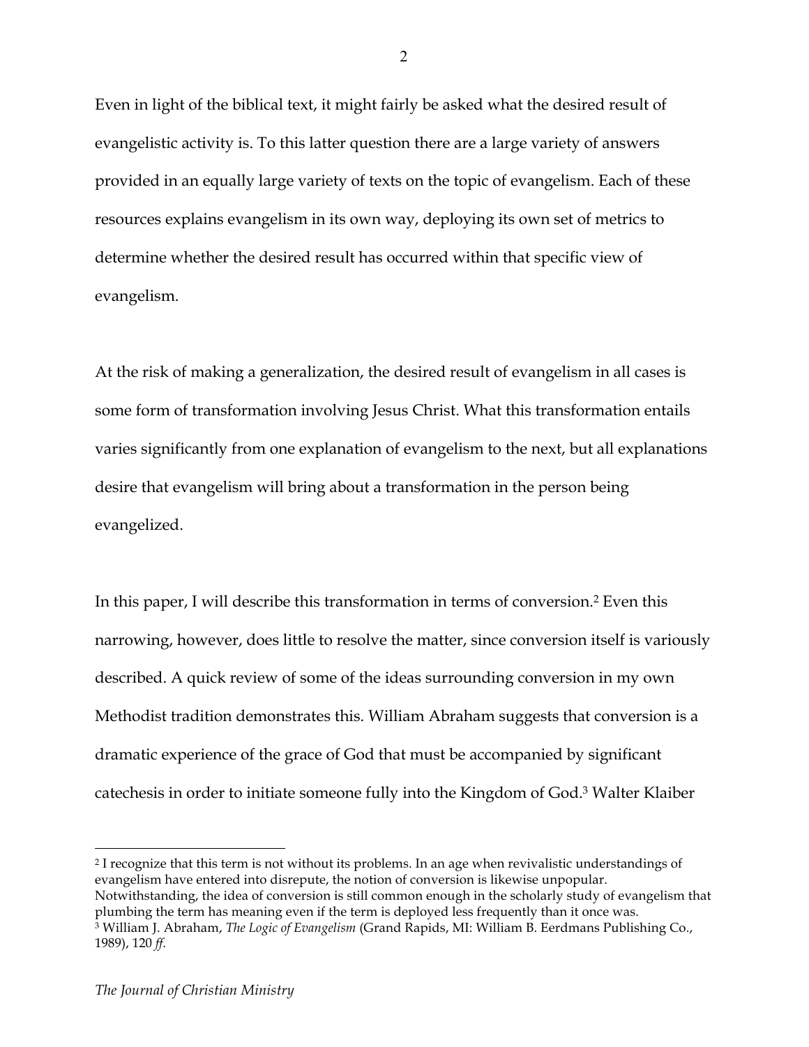Even in light of the biblical text, it might fairly be asked what the desired result of evangelistic activity is. To this latter question there are a large variety of answers provided in an equally large variety of texts on the topic of evangelism. Each of these resources explains evangelism in its own way, deploying its own set of metrics to determine whether the desired result has occurred within that specific view of evangelism.

At the risk of making a generalization, the desired result of evangelism in all cases is some form of transformation involving Jesus Christ. What this transformation entails varies significantly from one explanation of evangelism to the next, but all explanations desire that evangelism will bring about a transformation in the person being evangelized.

In this paper, I will describe this transformation in terms of conversion.[2] Even this narrowing, however, does little to resolve the matter, since conversion itself is variously described. A quick review of some of the ideas surrounding conversion in my own Methodist tradition demonstrates this. William Abraham suggests that conversion is a dramatic experience of the grace of God that must be accompanied by significant catechesis in order to initiate someone fully into the Kingdom of God.[3] Walter Klaiber

---

[2] I recognize that this term is not without its problems. In an age when revivalistic understandings of evangelism have entered into disrepute, the notion of conversion is likewise unpopular. Notwithstanding, the idea of conversion is still common enough in the scholarly study of evangelism that plumbing the term has meaning even if the term is deployed less frequently than it once was.

[3] William J. Abraham, *The Logic of Evangelism* (Grand Rapids, MI: William B. Eerdmans Publishing Co., 1989), 120 *ff.*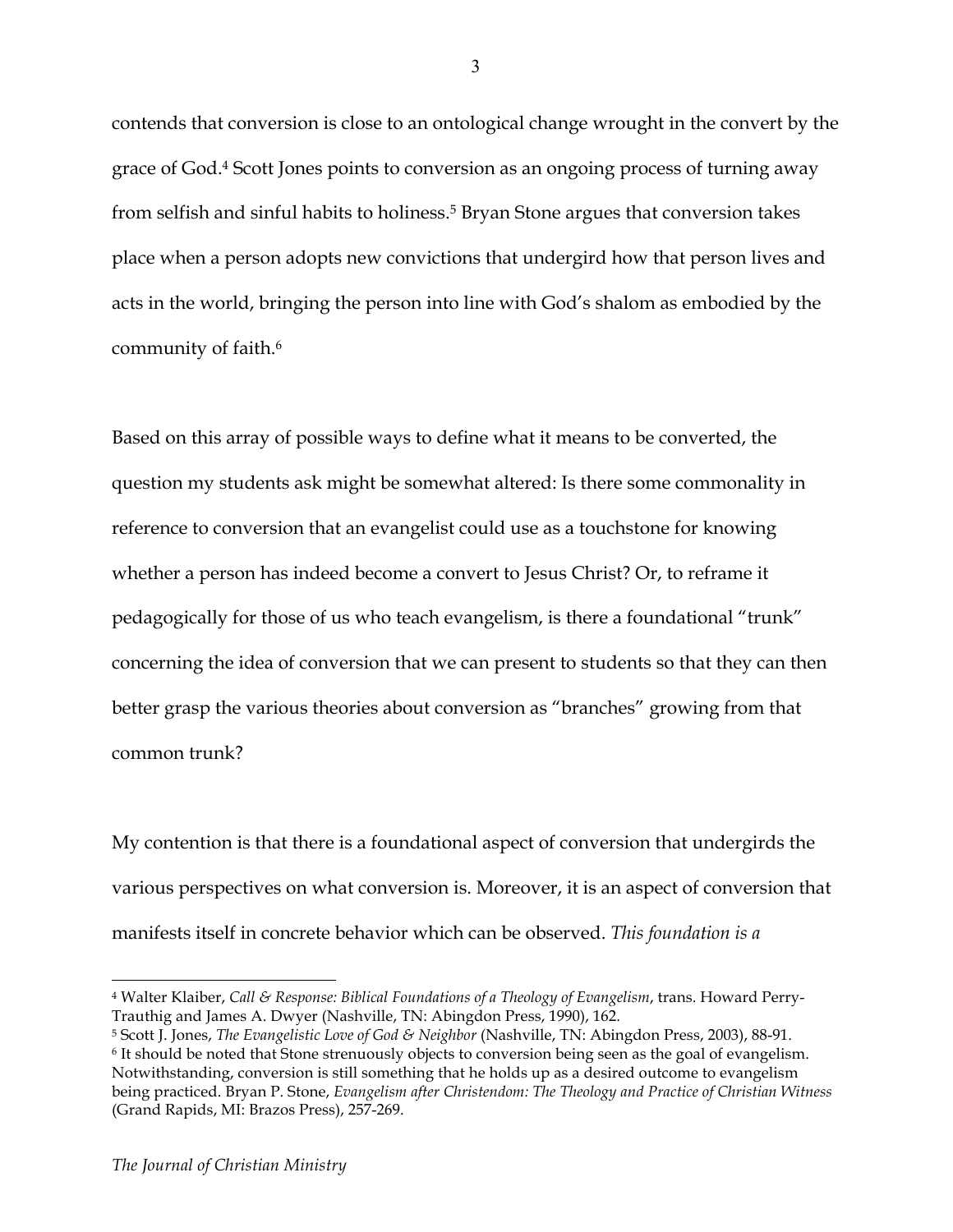contends that conversion is close to an ontological change wrought in the convert by the grace of God.[4] Scott Jones points to conversion as an ongoing process of turning away from selfish and sinful habits to holiness.[5] Bryan Stone argues that conversion takes place when a person adopts new convictions that undergird how that person lives and acts in the world, bringing the person into line with God's shalom as embodied by the community of faith.[6]

Based on this array of possible ways to define what it means to be converted, the question my students ask might be somewhat altered: Is there some commonality in reference to conversion that an evangelist could use as a touchstone for knowing whether a person has indeed become a convert to Jesus Christ? Or, to reframe it pedagogically for those of us who teach evangelism, is there a foundational "trunk" concerning the idea of conversion that we can present to students so that they can then better grasp the various theories about conversion as "branches" growing from that common trunk?

My contention is that there is a foundational aspect of conversion that undergirds the various perspectives on what conversion is. Moreover, it is an aspect of conversion that manifests itself in concrete behavior which can be observed. *This foundation is a*

---

[4] Walter Klaiber, *Call & Response: Biblical Foundations of a Theology of Evangelism*, trans. Howard Perry-Trauthig and James A. Dwyer (Nashville, TN: Abingdon Press, 1990), 162.

[5] Scott J. Jones, *The Evangelistic Love of God & Neighbor* (Nashville, TN: Abingdon Press, 2003), 88-91.

[6] It should be noted that Stone strenuously objects to conversion being seen as the goal of evangelism. Notwithstanding, conversion is still something that he holds up as a desired outcome to evangelism being practiced. Bryan P. Stone, *Evangelism after Christendom: The Theology and Practice of Christian Witness* (Grand Rapids, MI: Brazos Press), 257-269.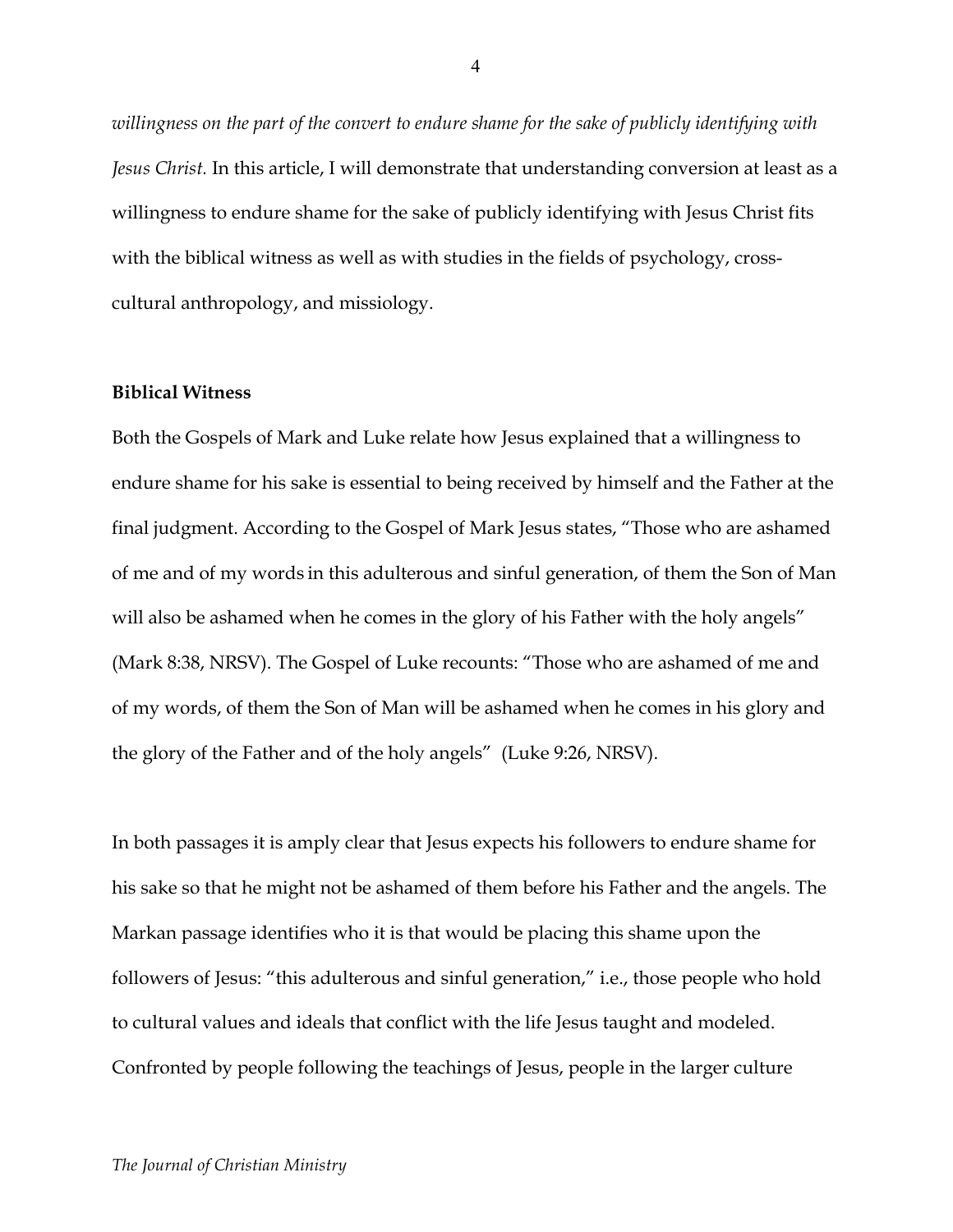*willingness on the part of the convert to endure shame for the sake of publicly identifying with Jesus Christ.* In this article, I will demonstrate that understanding conversion at least as a willingness to endure shame for the sake of publicly identifying with Jesus Christ fits with the biblical witness as well as with studies in the fields of psychology, cross-cultural anthropology, and missiology.

**Biblical Witness**

Both the Gospels of Mark and Luke relate how Jesus explained that a willingness to endure shame for his sake is essential to being received by himself and the Father at the final judgment. According to the Gospel of Mark Jesus states, "Those who are ashamed of me and of my words in this adulterous and sinful generation, of them the Son of Man will also be ashamed when he comes in the glory of his Father with the holy angels" (Mark 8:38, NRSV). The Gospel of Luke recounts: "Those who are ashamed of me and of my words, of them the Son of Man will be ashamed when he comes in his glory and the glory of the Father and of the holy angels" (Luke 9:26, NRSV).

In both passages it is amply clear that Jesus expects his followers to endure shame for his sake so that he might not be ashamed of them before his Father and the angels. The Markan passage identifies who it is that would be placing this shame upon the followers of Jesus: "this adulterous and sinful generation," i.e., those people who hold to cultural values and ideals that conflict with the life Jesus taught and modeled. Confronted by people following the teachings of Jesus, people in the larger culture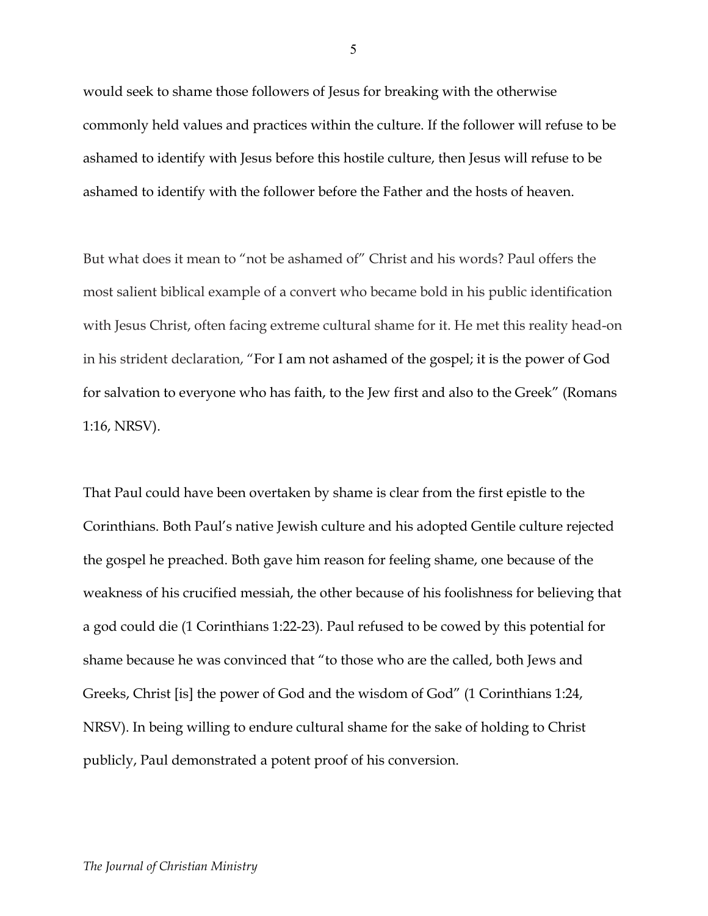would seek to shame those followers of Jesus for breaking with the otherwise commonly held values and practices within the culture. If the follower will refuse to be ashamed to identify with Jesus before this hostile culture, then Jesus will refuse to be ashamed to identify with the follower before the Father and the hosts of heaven.

But what does it mean to "not be ashamed of" Christ and his words? Paul offers the most salient biblical example of a convert who became bold in his public identification with Jesus Christ, often facing extreme cultural shame for it. He met this reality head-on in his strident declaration, "For I am not ashamed of the gospel; it is the power of God for salvation to everyone who has faith, to the Jew first and also to the Greek" (Romans 1:16, NRSV).

That Paul could have been overtaken by shame is clear from the first epistle to the Corinthians. Both Paul's native Jewish culture and his adopted Gentile culture rejected the gospel he preached. Both gave him reason for feeling shame, one because of the weakness of his crucified messiah, the other because of his foolishness for believing that a god could die (1 Corinthians 1:22-23). Paul refused to be cowed by this potential for shame because he was convinced that "to those who are the called, both Jews and Greeks, Christ [is] the power of God and the wisdom of God" (1 Corinthians 1:24, NRSV). In being willing to endure cultural shame for the sake of holding to Christ publicly, Paul demonstrated a potent proof of his conversion.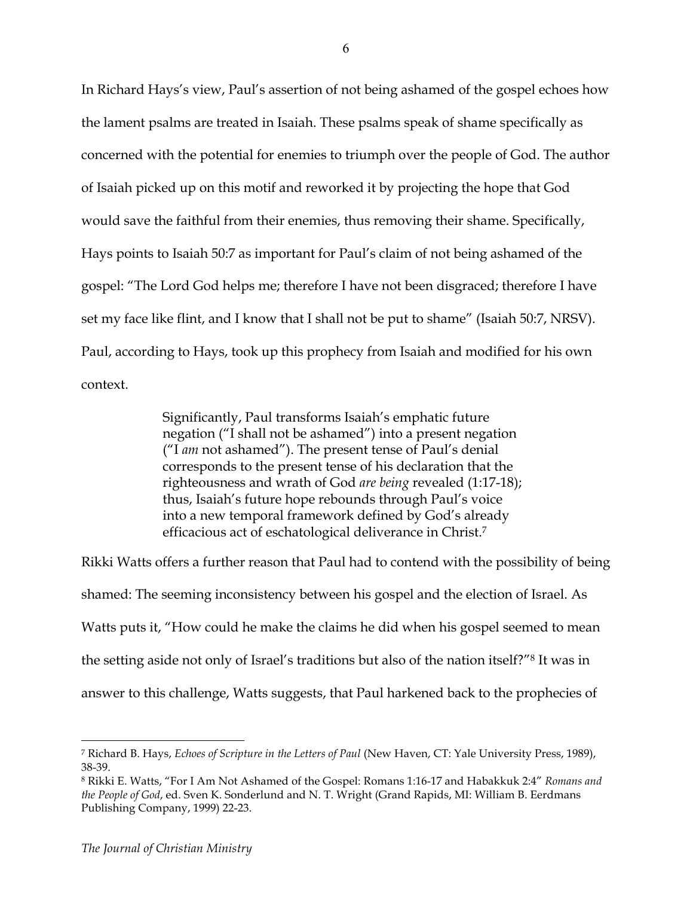In Richard Hays's view, Paul's assertion of not being ashamed of the gospel echoes how the lament psalms are treated in Isaiah. These psalms speak of shame specifically as concerned with the potential for enemies to triumph over the people of God. The author of Isaiah picked up on this motif and reworked it by projecting the hope that God would save the faithful from their enemies, thus removing their shame. Specifically, Hays points to Isaiah 50:7 as important for Paul's claim of not being ashamed of the gospel: "The Lord God helps me; therefore I have not been disgraced; therefore I have set my face like flint, and I know that I shall not be put to shame" (Isaiah 50:7, NRSV). Paul, according to Hays, took up this prophecy from Isaiah and modified for his own context.

> Significantly, Paul transforms Isaiah's emphatic future negation ("I shall not be ashamed") into a present negation ("I *am* not ashamed"). The present tense of Paul's denial corresponds to the present tense of his declaration that the righteousness and wrath of God *are being* revealed (1:17-18); thus, Isaiah's future hope rebounds through Paul's voice into a new temporal framework defined by God's already efficacious act of eschatological deliverance in Christ.[7]

Rikki Watts offers a further reason that Paul had to contend with the possibility of being shamed: The seeming inconsistency between his gospel and the election of Israel. As Watts puts it, "How could he make the claims he did when his gospel seemed to mean the setting aside not only of Israel's traditions but also of the nation itself?"[8] It was in answer to this challenge, Watts suggests, that Paul harkened back to the prophecies of

---

[7] Richard B. Hays, *Echoes of Scripture in the Letters of Paul* (New Haven, CT: Yale University Press, 1989), 38-39.

[8] Rikki E. Watts, "For I Am Not Ashamed of the Gospel: Romans 1:16-17 and Habakkuk 2:4" *Romans and the People of God*, ed. Sven K. Sonderlund and N. T. Wright (Grand Rapids, MI: William B. Eerdmans Publishing Company, 1999) 22-23.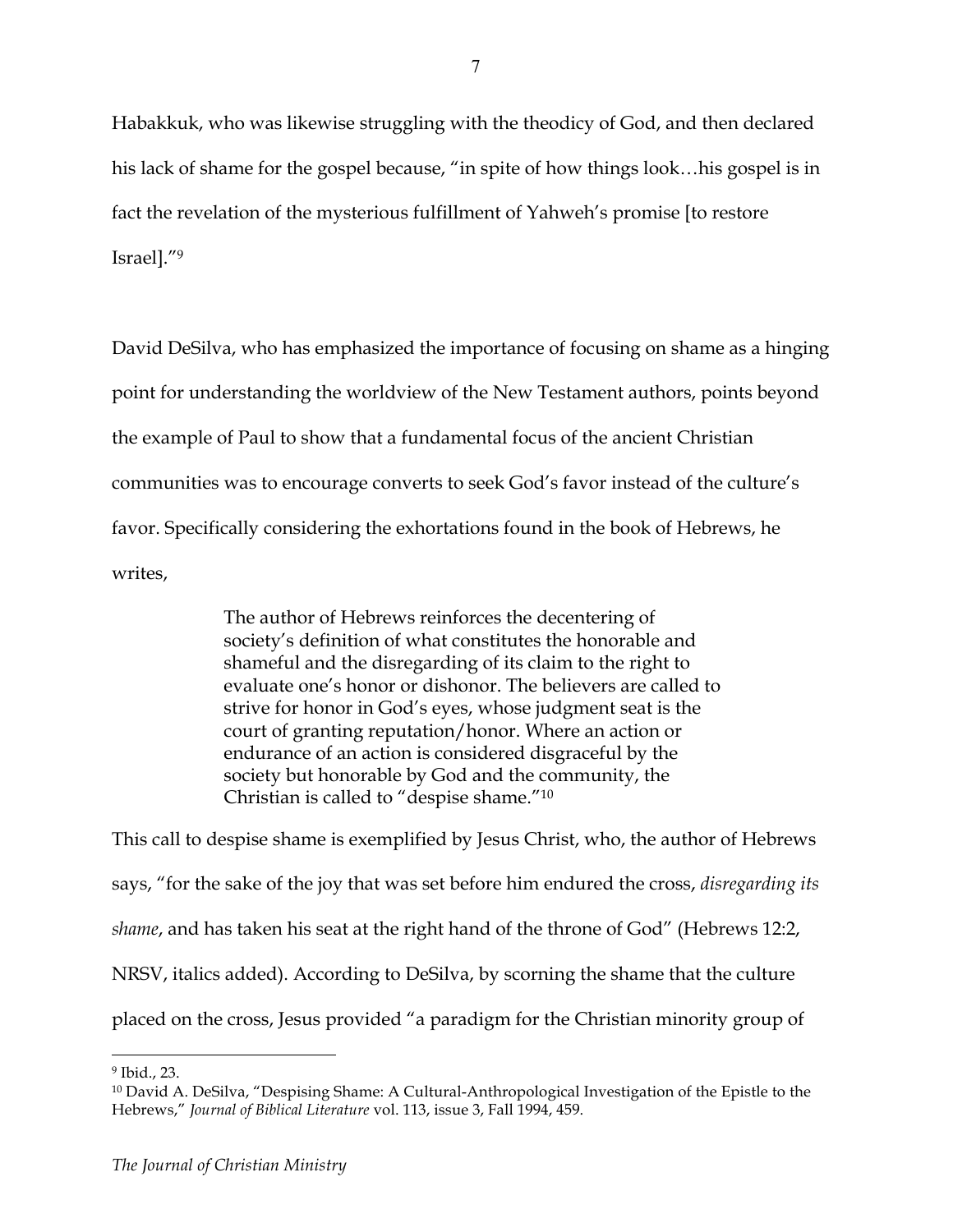Habakkuk, who was likewise struggling with the theodicy of God, and then declared his lack of shame for the gospel because, "in spite of how things look…his gospel is in fact the revelation of the mysterious fulfillment of Yahweh's promise [to restore Israel]."[9]

David DeSilva, who has emphasized the importance of focusing on shame as a hinging point for understanding the worldview of the New Testament authors, points beyond the example of Paul to show that a fundamental focus of the ancient Christian communities was to encourage converts to seek God's favor instead of the culture's favor. Specifically considering the exhortations found in the book of Hebrews, he writes,

> The author of Hebrews reinforces the decentering of society's definition of what constitutes the honorable and shameful and the disregarding of its claim to the right to evaluate one's honor or dishonor. The believers are called to strive for honor in God's eyes, whose judgment seat is the court of granting reputation/honor. Where an action or endurance of an action is considered disgraceful by the society but honorable by God and the community, the Christian is called to "despise shame."[10]

This call to despise shame is exemplified by Jesus Christ, who, the author of Hebrews says, "for the sake of the joy that was set before him endured the cross, *disregarding its shame*, and has taken his seat at the right hand of the throne of God" (Hebrews 12:2, NRSV, italics added). According to DeSilva, by scorning the shame that the culture placed on the cross, Jesus provided "a paradigm for the Christian minority group of

---

[9] Ibid., 23.

[10] David A. DeSilva, "Despising Shame: A Cultural-Anthropological Investigation of the Epistle to the Hebrews," *Journal of Biblical Literature* vol. 113, issue 3, Fall 1994, 459.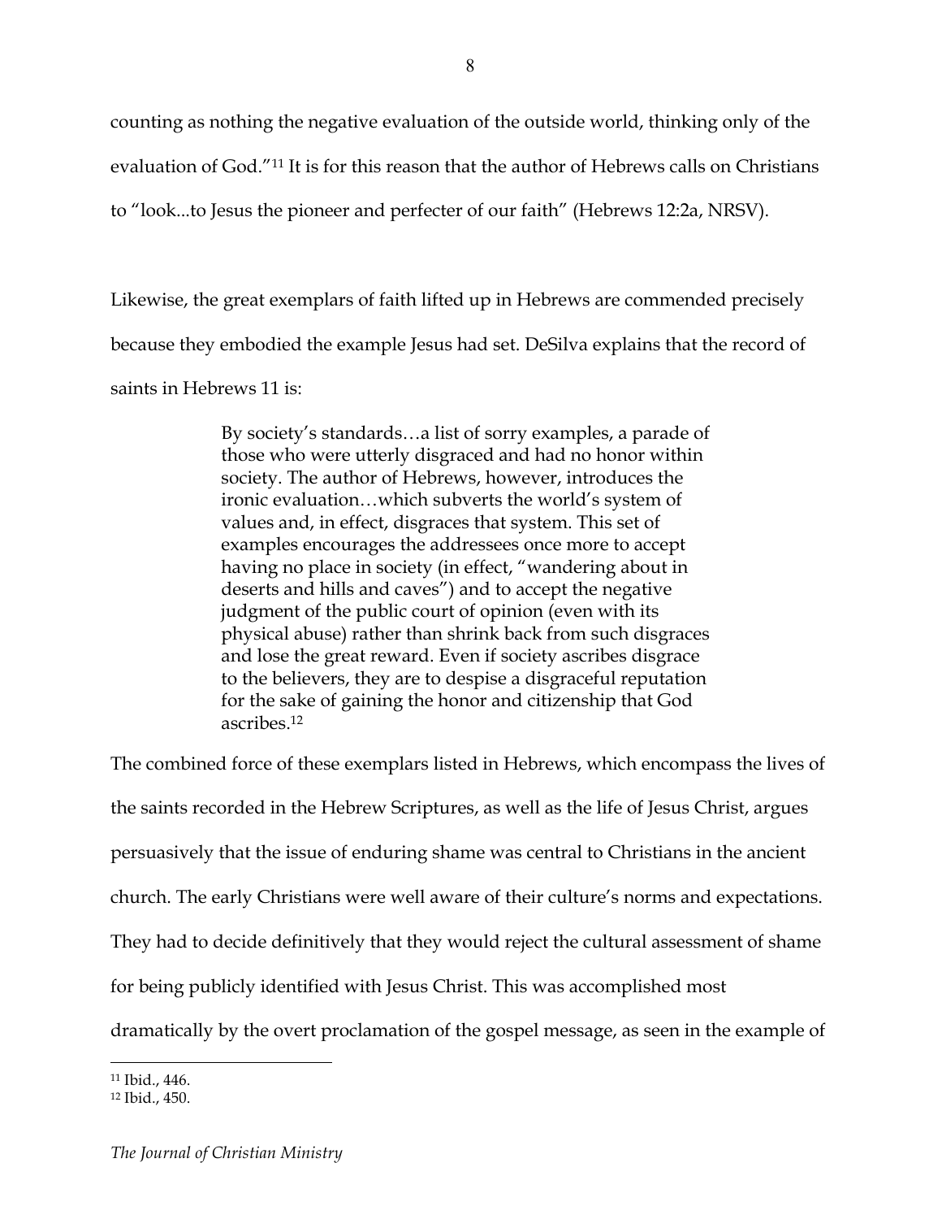counting as nothing the negative evaluation of the outside world, thinking only of the evaluation of God."[11] It is for this reason that the author of Hebrews calls on Christians to "look...to Jesus the pioneer and perfecter of our faith" (Hebrews 12:2a, NRSV).

Likewise, the great exemplars of faith lifted up in Hebrews are commended precisely because they embodied the example Jesus had set. DeSilva explains that the record of saints in Hebrews 11 is:

> By society's standards…a list of sorry examples, a parade of those who were utterly disgraced and had no honor within society. The author of Hebrews, however, introduces the ironic evaluation…which subverts the world's system of values and, in effect, disgraces that system. This set of examples encourages the addressees once more to accept having no place in society (in effect, "wandering about in deserts and hills and caves") and to accept the negative judgment of the public court of opinion (even with its physical abuse) rather than shrink back from such disgraces and lose the great reward. Even if society ascribes disgrace to the believers, they are to despise a disgraceful reputation for the sake of gaining the honor and citizenship that God ascribes.[12]

The combined force of these exemplars listed in Hebrews, which encompass the lives of the saints recorded in the Hebrew Scriptures, as well as the life of Jesus Christ, argues persuasively that the issue of enduring shame was central to Christians in the ancient church. The early Christians were well aware of their culture's norms and expectations. They had to decide definitively that they would reject the cultural assessment of shame for being publicly identified with Jesus Christ. This was accomplished most dramatically by the overt proclamation of the gospel message, as seen in the example of

[11] Ibid., 446.
[12] Ibid., 450.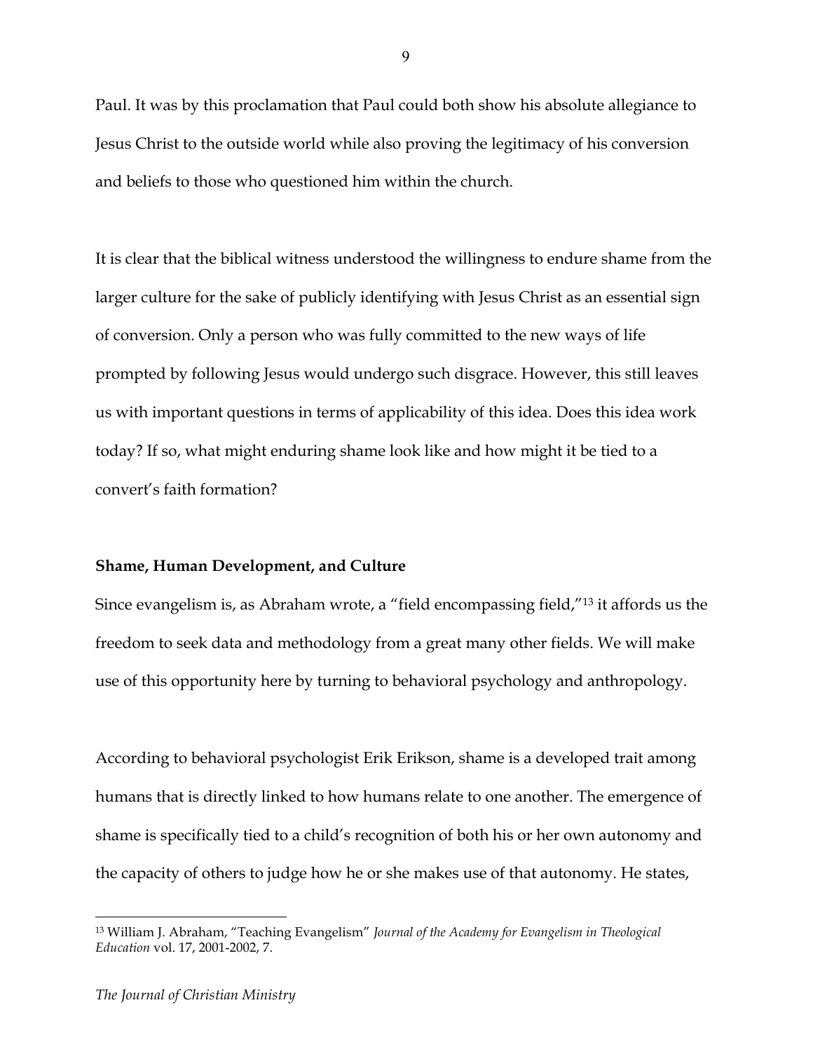Paul. It was by this proclamation that Paul could both show his absolute allegiance to Jesus Christ to the outside world while also proving the legitimacy of his conversion and beliefs to those who questioned him within the church.

It is clear that the biblical witness understood the willingness to endure shame from the larger culture for the sake of publicly identifying with Jesus Christ as an essential sign of conversion. Only a person who was fully committed to the new ways of life prompted by following Jesus would undergo such disgrace. However, this still leaves us with important questions in terms of applicability of this idea. Does this idea work today? If so, what might enduring shame look like and how might it be tied to a convert's faith formation?

**Shame, Human Development, and Culture**

Since evangelism is, as Abraham wrote, a "field encompassing field,"[13] it affords us the freedom to seek data and methodology from a great many other fields. We will make use of this opportunity here by turning to behavioral psychology and anthropology.

According to behavioral psychologist Erik Erikson, shame is a developed trait among humans that is directly linked to how humans relate to one another. The emergence of shame is specifically tied to a child's recognition of both his or her own autonomy and the capacity of others to judge how he or she makes use of that autonomy. He states,

---

[13] William J. Abraham, "Teaching Evangelism" *Journal of the Academy for Evangelism in Theological Education* vol. 17, 2001-2002, 7.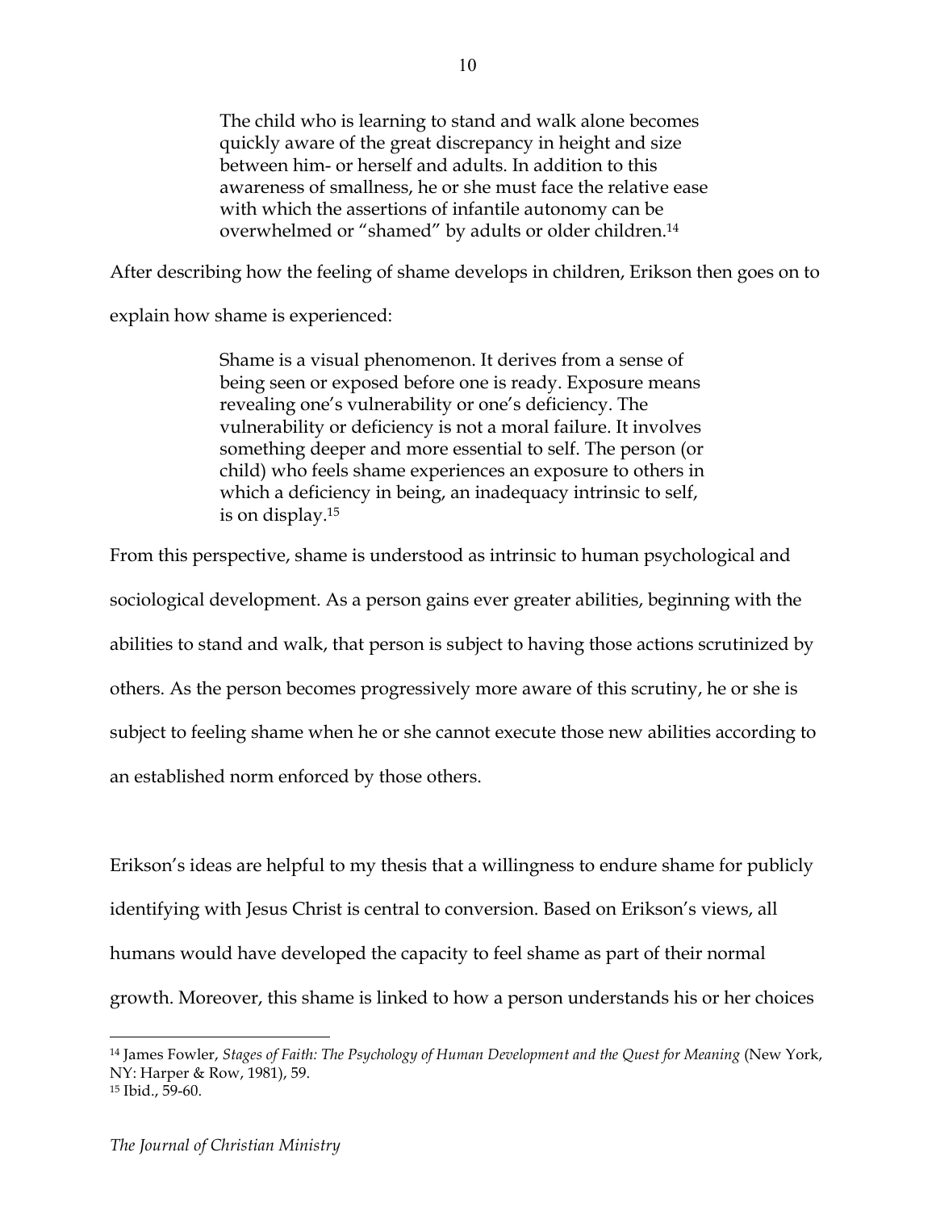> The child who is learning to stand and walk alone becomes quickly aware of the great discrepancy in height and size between him- or herself and adults. In addition to this awareness of smallness, he or she must face the relative ease with which the assertions of infantile autonomy can be overwhelmed or "shamed" by adults or older children.[14]

After describing how the feeling of shame develops in children, Erikson then goes on to explain how shame is experienced:

> Shame is a visual phenomenon. It derives from a sense of being seen or exposed before one is ready. Exposure means revealing one's vulnerability or one's deficiency. The vulnerability or deficiency is not a moral failure. It involves something deeper and more essential to self. The person (or child) who feels shame experiences an exposure to others in which a deficiency in being, an inadequacy intrinsic to self, is on display.[15]

From this perspective, shame is understood as intrinsic to human psychological and sociological development. As a person gains ever greater abilities, beginning with the abilities to stand and walk, that person is subject to having those actions scrutinized by others. As the person becomes progressively more aware of this scrutiny, he or she is subject to feeling shame when he or she cannot execute those new abilities according to an established norm enforced by those others.

Erikson's ideas are helpful to my thesis that a willingness to endure shame for publicly identifying with Jesus Christ is central to conversion. Based on Erikson's views, all humans would have developed the capacity to feel shame as part of their normal growth. Moreover, this shame is linked to how a person understands his or her choices

---

[14] James Fowler, *Stages of Faith: The Psychology of Human Development and the Quest for Meaning* (New York, NY: Harper & Row, 1981), 59.

[15] Ibid., 59-60.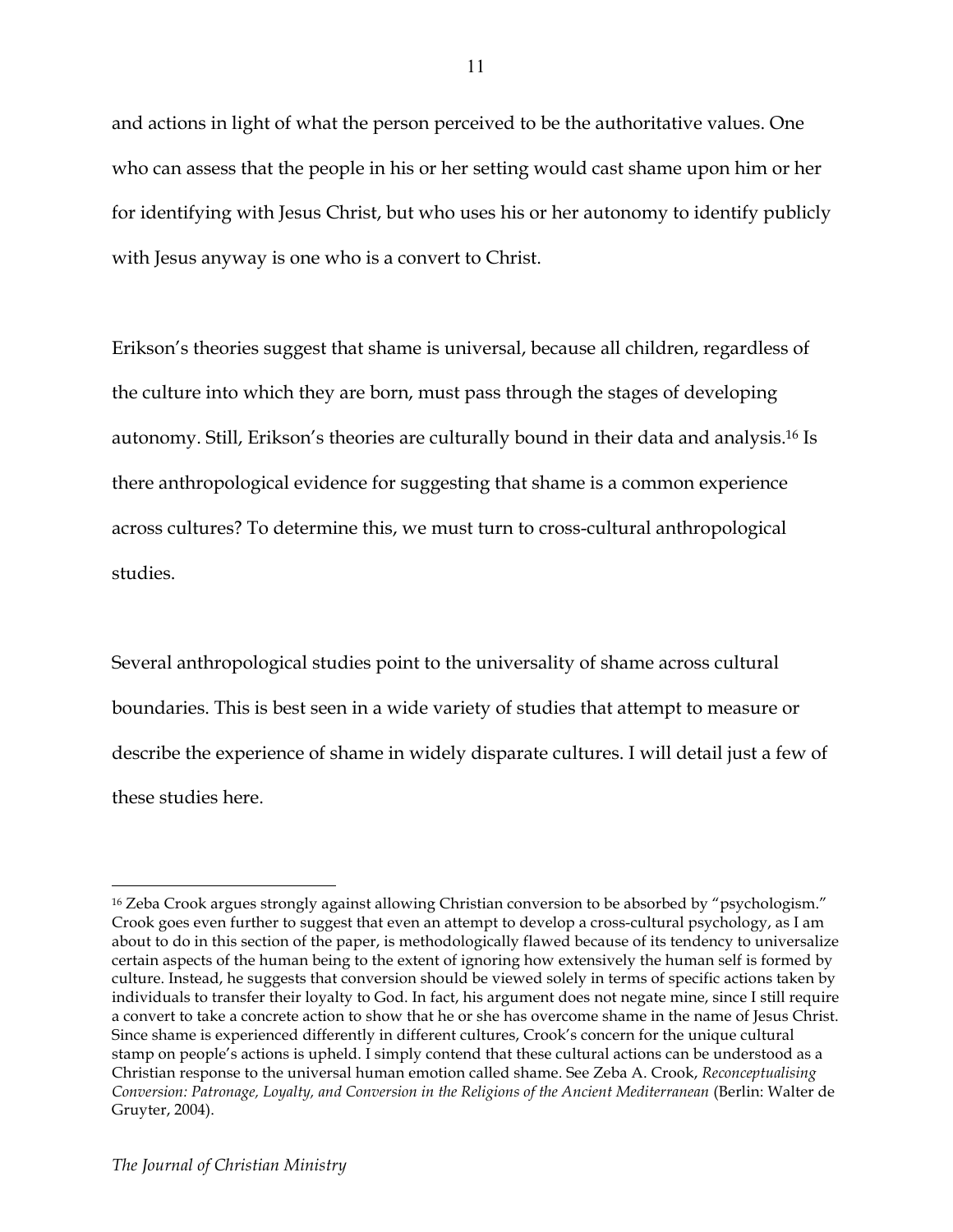and actions in light of what the person perceived to be the authoritative values. One who can assess that the people in his or her setting would cast shame upon him or her for identifying with Jesus Christ, but who uses his or her autonomy to identify publicly with Jesus anyway is one who is a convert to Christ.

Erikson's theories suggest that shame is universal, because all children, regardless of the culture into which they are born, must pass through the stages of developing autonomy. Still, Erikson's theories are culturally bound in their data and analysis.[16] Is there anthropological evidence for suggesting that shame is a common experience across cultures? To determine this, we must turn to cross-cultural anthropological studies.

Several anthropological studies point to the universality of shame across cultural boundaries. This is best seen in a wide variety of studies that attempt to measure or describe the experience of shame in widely disparate cultures. I will detail just a few of these studies here.

---

[16] Zeba Crook argues strongly against allowing Christian conversion to be absorbed by "psychologism." Crook goes even further to suggest that even an attempt to develop a cross-cultural psychology, as I am about to do in this section of the paper, is methodologically flawed because of its tendency to universalize certain aspects of the human being to the extent of ignoring how extensively the human self is formed by culture. Instead, he suggests that conversion should be viewed solely in terms of specific actions taken by individuals to transfer their loyalty to God. In fact, his argument does not negate mine, since I still require a convert to take a concrete action to show that he or she has overcome shame in the name of Jesus Christ. Since shame is experienced differently in different cultures, Crook's concern for the unique cultural stamp on people's actions is upheld. I simply contend that these cultural actions can be understood as a Christian response to the universal human emotion called shame. See Zeba A. Crook, *Reconceptualising Conversion: Patronage, Loyalty, and Conversion in the Religions of the Ancient Mediterranean* (Berlin: Walter de Gruyter, 2004).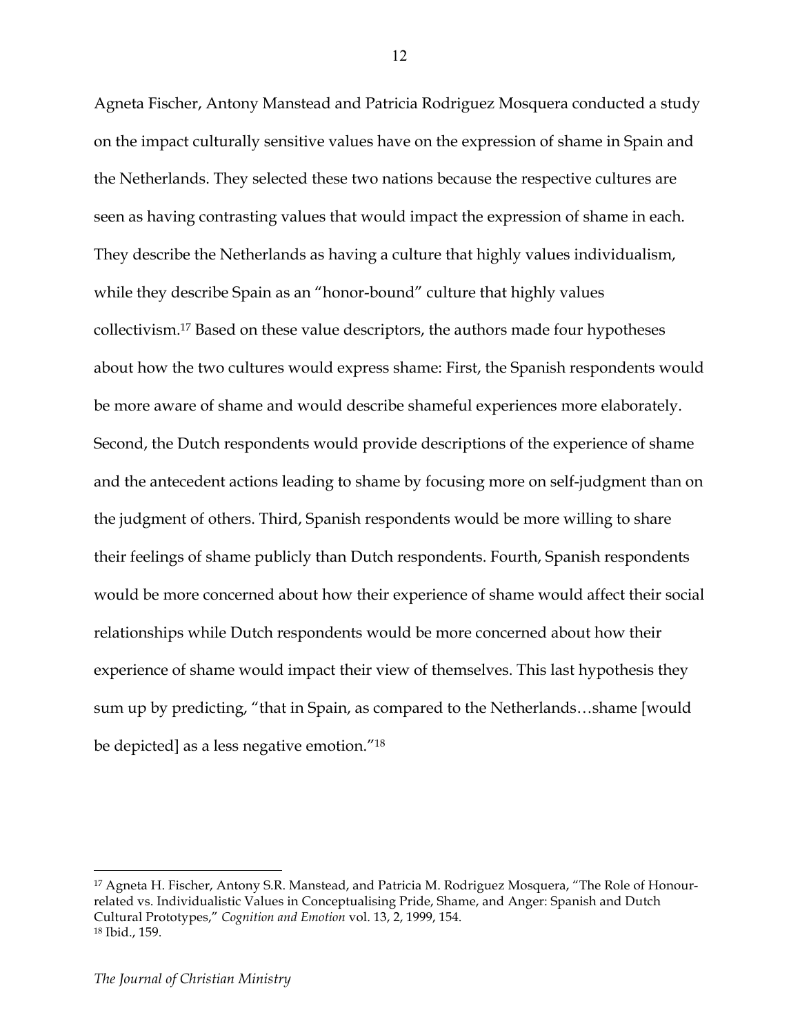Agneta Fischer, Antony Manstead and Patricia Rodriguez Mosquera conducted a study on the impact culturally sensitive values have on the expression of shame in Spain and the Netherlands. They selected these two nations because the respective cultures are seen as having contrasting values that would impact the expression of shame in each. They describe the Netherlands as having a culture that highly values individualism, while they describe Spain as an "honor-bound" culture that highly values collectivism.[17] Based on these value descriptors, the authors made four hypotheses about how the two cultures would express shame: First, the Spanish respondents would be more aware of shame and would describe shameful experiences more elaborately. Second, the Dutch respondents would provide descriptions of the experience of shame and the antecedent actions leading to shame by focusing more on self-judgment than on the judgment of others. Third, Spanish respondents would be more willing to share their feelings of shame publicly than Dutch respondents. Fourth, Spanish respondents would be more concerned about how their experience of shame would affect their social relationships while Dutch respondents would be more concerned about how their experience of shame would impact their view of themselves. This last hypothesis they sum up by predicting, "that in Spain, as compared to the Netherlands…shame [would be depicted] as a less negative emotion."[18]

---

[17] Agneta H. Fischer, Antony S.R. Manstead, and Patricia M. Rodriguez Mosquera, "The Role of Honour-related vs. Individualistic Values in Conceptualising Pride, Shame, and Anger: Spanish and Dutch Cultural Prototypes," *Cognition and Emotion* vol. 13, 2, 1999, 154.

[18] Ibid., 159.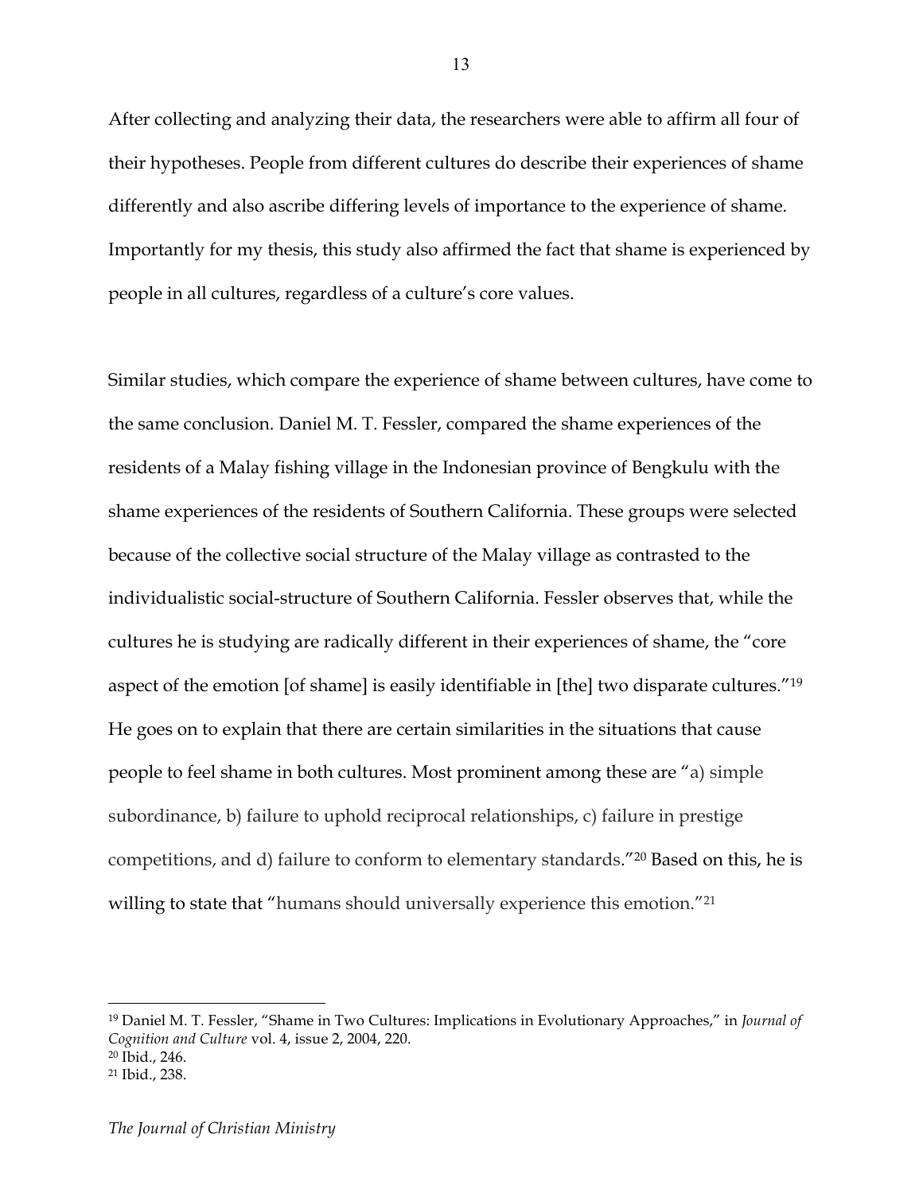After collecting and analyzing their data, the researchers were able to affirm all four of their hypotheses. People from different cultures do describe their experiences of shame differently and also ascribe differing levels of importance to the experience of shame. Importantly for my thesis, this study also affirmed the fact that shame is experienced by people in all cultures, regardless of a culture's core values.

Similar studies, which compare the experience of shame between cultures, have come to the same conclusion. Daniel M. T. Fessler, compared the shame experiences of the residents of a Malay fishing village in the Indonesian province of Bengkulu with the shame experiences of the residents of Southern California. These groups were selected because of the collective social structure of the Malay village as contrasted to the individualistic social-structure of Southern California. Fessler observes that, while the cultures he is studying are radically different in their experiences of shame, the "core aspect of the emotion [of shame] is easily identifiable in [the] two disparate cultures."[19] He goes on to explain that there are certain similarities in the situations that cause people to feel shame in both cultures. Most prominent among these are "a) simple subordinance, b) failure to uphold reciprocal relationships, c) failure in prestige competitions, and d) failure to conform to elementary standards."[20] Based on this, he is willing to state that "humans should universally experience this emotion."[21]

---

[19] Daniel M. T. Fessler, "Shame in Two Cultures: Implications in Evolutionary Approaches," in *Journal of Cognition and Culture* vol. 4, issue 2, 2004, 220.

[20] Ibid., 246.

[21] Ibid., 238.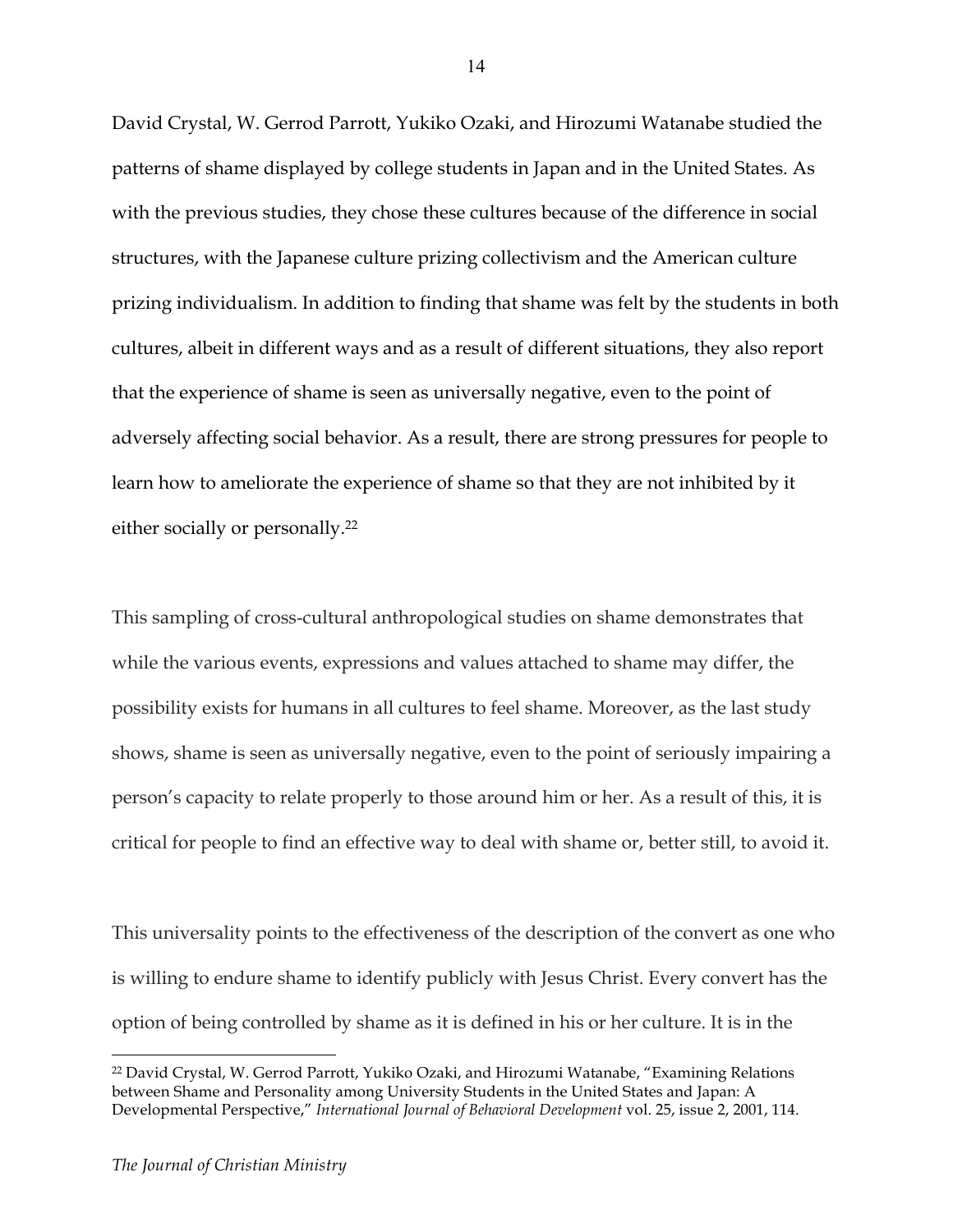David Crystal, W. Gerrod Parrott, Yukiko Ozaki, and Hirozumi Watanabe studied the patterns of shame displayed by college students in Japan and in the United States. As with the previous studies, they chose these cultures because of the difference in social structures, with the Japanese culture prizing collectivism and the American culture prizing individualism. In addition to finding that shame was felt by the students in both cultures, albeit in different ways and as a result of different situations, they also report that the experience of shame is seen as universally negative, even to the point of adversely affecting social behavior. As a result, there are strong pressures for people to learn how to ameliorate the experience of shame so that they are not inhibited by it either socially or personally.[22]

This sampling of cross-cultural anthropological studies on shame demonstrates that while the various events, expressions and values attached to shame may differ, the possibility exists for humans in all cultures to feel shame. Moreover, as the last study shows, shame is seen as universally negative, even to the point of seriously impairing a person's capacity to relate properly to those around him or her. As a result of this, it is critical for people to find an effective way to deal with shame or, better still, to avoid it.

This universality points to the effectiveness of the description of the convert as one who is willing to endure shame to identify publicly with Jesus Christ. Every convert has the option of being controlled by shame as it is defined in his or her culture. It is in the

---

[22] David Crystal, W. Gerrod Parrott, Yukiko Ozaki, and Hirozumi Watanabe, "Examining Relations between Shame and Personality among University Students in the United States and Japan: A Developmental Perspective," *International Journal of Behavioral Development* vol. 25, issue 2, 2001, 114.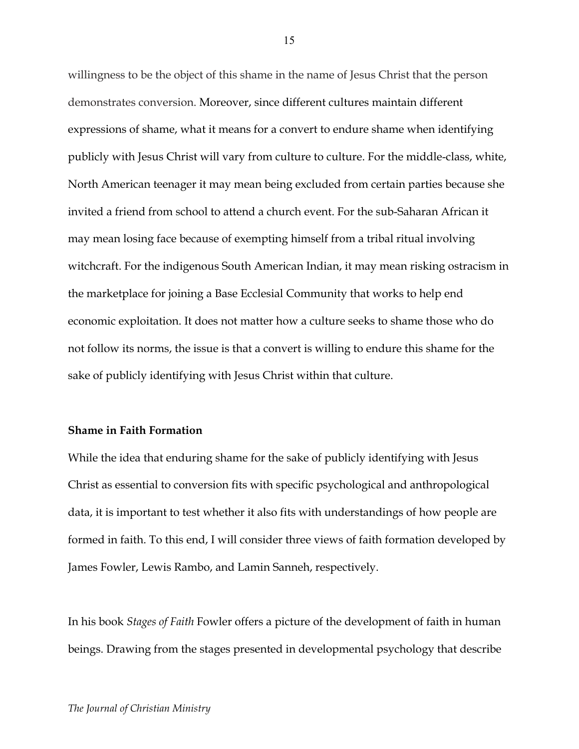willingness to be the object of this shame in the name of Jesus Christ that the person demonstrates conversion. Moreover, since different cultures maintain different expressions of shame, what it means for a convert to endure shame when identifying publicly with Jesus Christ will vary from culture to culture. For the middle-class, white, North American teenager it may mean being excluded from certain parties because she invited a friend from school to attend a church event. For the sub-Saharan African it may mean losing face because of exempting himself from a tribal ritual involving witchcraft. For the indigenous South American Indian, it may mean risking ostracism in the marketplace for joining a Base Ecclesial Community that works to help end economic exploitation. It does not matter how a culture seeks to shame those who do not follow its norms, the issue is that a convert is willing to endure this shame for the sake of publicly identifying with Jesus Christ within that culture.

**Shame in Faith Formation**

While the idea that enduring shame for the sake of publicly identifying with Jesus Christ as essential to conversion fits with specific psychological and anthropological data, it is important to test whether it also fits with understandings of how people are formed in faith. To this end, I will consider three views of faith formation developed by James Fowler, Lewis Rambo, and Lamin Sanneh, respectively.

In his book *Stages of Faith* Fowler offers a picture of the development of faith in human beings. Drawing from the stages presented in developmental psychology that describe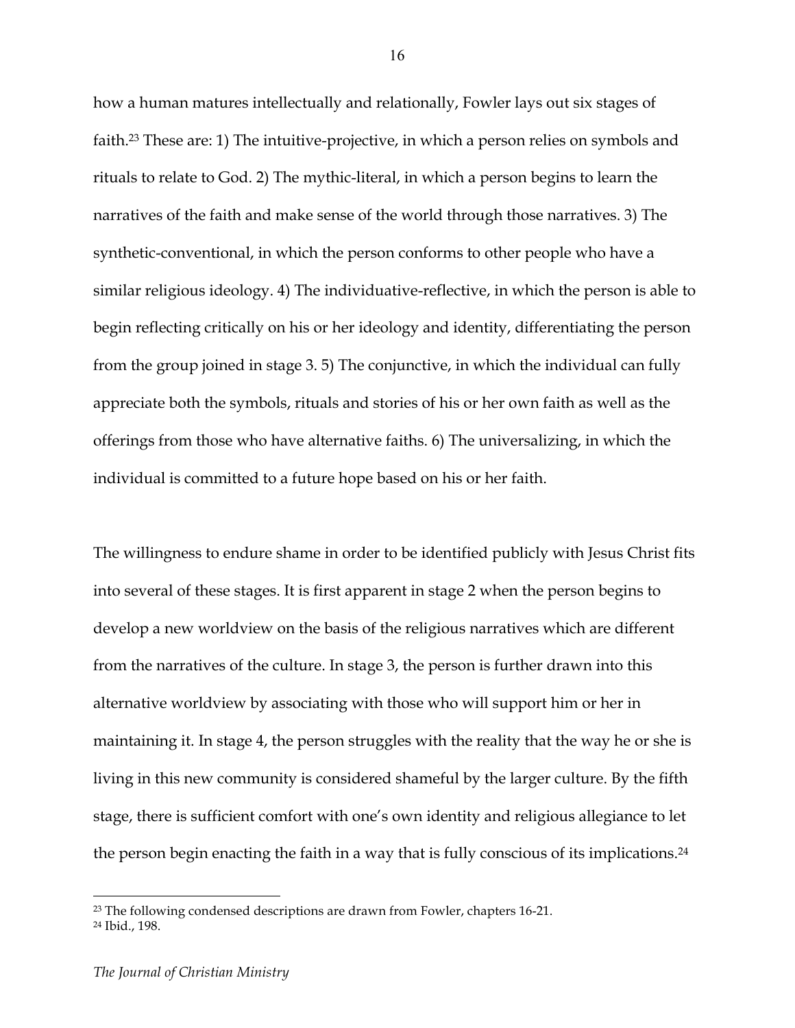how a human matures intellectually and relationally, Fowler lays out six stages of faith.[23] These are: 1) The intuitive-projective, in which a person relies on symbols and rituals to relate to God. 2) The mythic-literal, in which a person begins to learn the narratives of the faith and make sense of the world through those narratives. 3) The synthetic-conventional, in which the person conforms to other people who have a similar religious ideology. 4) The individuative-reflective, in which the person is able to begin reflecting critically on his or her ideology and identity, differentiating the person from the group joined in stage 3. 5) The conjunctive, in which the individual can fully appreciate both the symbols, rituals and stories of his or her own faith as well as the offerings from those who have alternative faiths. 6) The universalizing, in which the individual is committed to a future hope based on his or her faith.

The willingness to endure shame in order to be identified publicly with Jesus Christ fits into several of these stages. It is first apparent in stage 2 when the person begins to develop a new worldview on the basis of the religious narratives which are different from the narratives of the culture. In stage 3, the person is further drawn into this alternative worldview by associating with those who will support him or her in maintaining it. In stage 4, the person struggles with the reality that the way he or she is living in this new community is considered shameful by the larger culture. By the fifth stage, there is sufficient comfort with one's own identity and religious allegiance to let the person begin enacting the faith in a way that is fully conscious of its implications.[24]

---

[23] The following condensed descriptions are drawn from Fowler, chapters 16-21.
[24] Ibid., 198.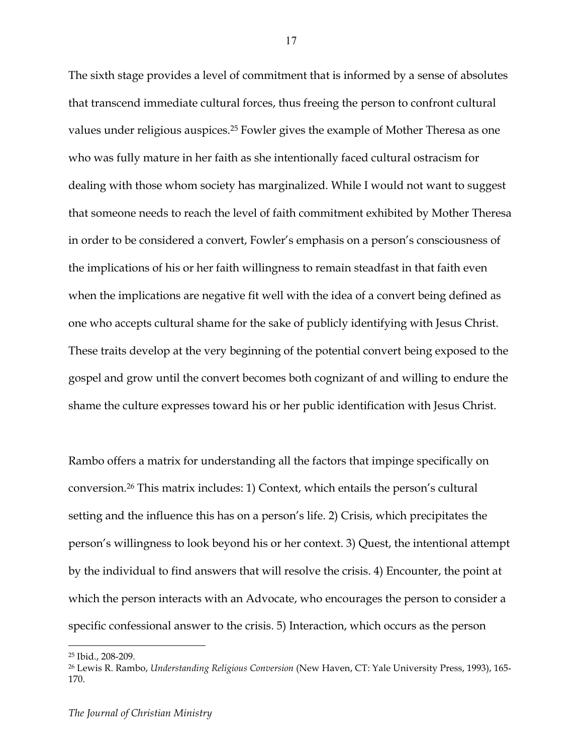The sixth stage provides a level of commitment that is informed by a sense of absolutes that transcend immediate cultural forces, thus freeing the person to confront cultural values under religious auspices.[25] Fowler gives the example of Mother Theresa as one who was fully mature in her faith as she intentionally faced cultural ostracism for dealing with those whom society has marginalized. While I would not want to suggest that someone needs to reach the level of faith commitment exhibited by Mother Theresa in order to be considered a convert, Fowler's emphasis on a person's consciousness of the implications of his or her faith willingness to remain steadfast in that faith even when the implications are negative fit well with the idea of a convert being defined as one who accepts cultural shame for the sake of publicly identifying with Jesus Christ. These traits develop at the very beginning of the potential convert being exposed to the gospel and grow until the convert becomes both cognizant of and willing to endure the shame the culture expresses toward his or her public identification with Jesus Christ.

Rambo offers a matrix for understanding all the factors that impinge specifically on conversion.[26] This matrix includes: 1) Context, which entails the person's cultural setting and the influence this has on a person's life. 2) Crisis, which precipitates the person's willingness to look beyond his or her context. 3) Quest, the intentional attempt by the individual to find answers that will resolve the crisis. 4) Encounter, the point at which the person interacts with an Advocate, who encourages the person to consider a specific confessional answer to the crisis. 5) Interaction, which occurs as the person

---

[25] Ibid., 208-209.

[26] Lewis R. Rambo, *Understanding Religious Conversion* (New Haven, CT: Yale University Press, 1993), 165-170.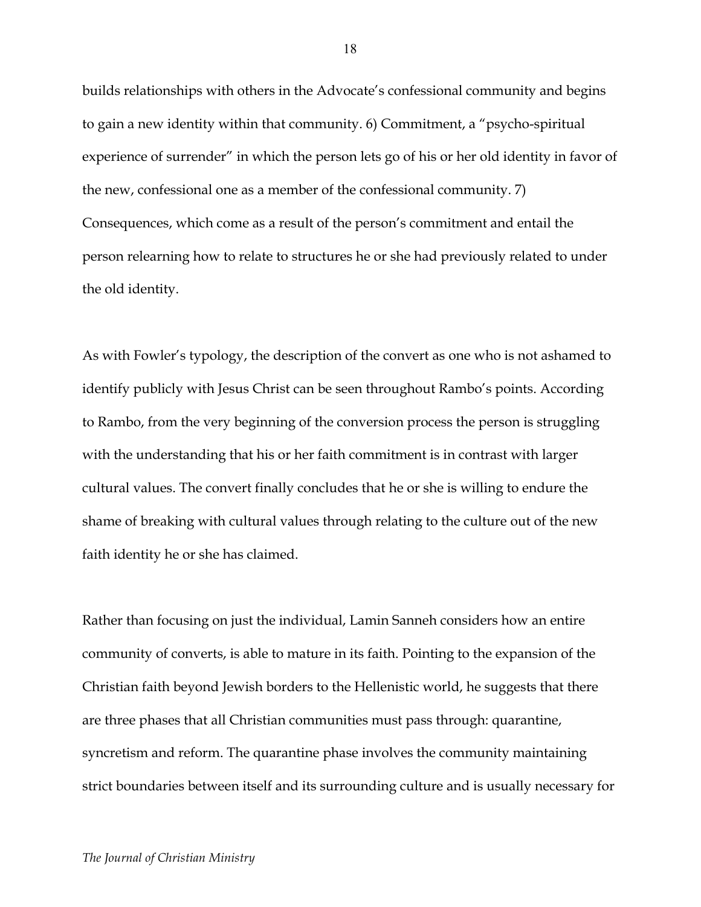builds relationships with others in the Advocate's confessional community and begins to gain a new identity within that community. 6) Commitment, a "psycho-spiritual experience of surrender" in which the person lets go of his or her old identity in favor of the new, confessional one as a member of the confessional community. 7) Consequences, which come as a result of the person's commitment and entail the person relearning how to relate to structures he or she had previously related to under the old identity.

As with Fowler's typology, the description of the convert as one who is not ashamed to identify publicly with Jesus Christ can be seen throughout Rambo's points. According to Rambo, from the very beginning of the conversion process the person is struggling with the understanding that his or her faith commitment is in contrast with larger cultural values. The convert finally concludes that he or she is willing to endure the shame of breaking with cultural values through relating to the culture out of the new faith identity he or she has claimed.

Rather than focusing on just the individual, Lamin Sanneh considers how an entire community of converts, is able to mature in its faith. Pointing to the expansion of the Christian faith beyond Jewish borders to the Hellenistic world, he suggests that there are three phases that all Christian communities must pass through: quarantine, syncretism and reform. The quarantine phase involves the community maintaining strict boundaries between itself and its surrounding culture and is usually necessary for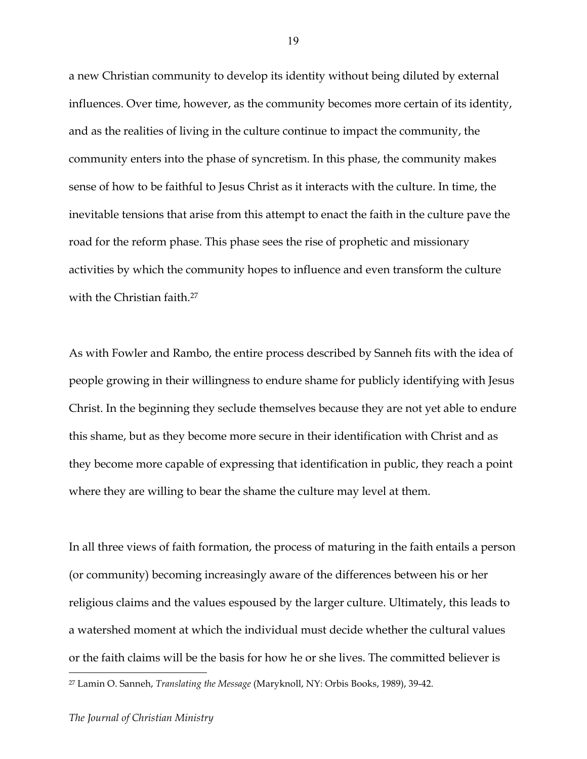a new Christian community to develop its identity without being diluted by external influences. Over time, however, as the community becomes more certain of its identity, and as the realities of living in the culture continue to impact the community, the community enters into the phase of syncretism. In this phase, the community makes sense of how to be faithful to Jesus Christ as it interacts with the culture. In time, the inevitable tensions that arise from this attempt to enact the faith in the culture pave the road for the reform phase. This phase sees the rise of prophetic and missionary activities by which the community hopes to influence and even transform the culture with the Christian faith.[27]

As with Fowler and Rambo, the entire process described by Sanneh fits with the idea of people growing in their willingness to endure shame for publicly identifying with Jesus Christ. In the beginning they seclude themselves because they are not yet able to endure this shame, but as they become more secure in their identification with Christ and as they become more capable of expressing that identification in public, they reach a point where they are willing to bear the shame the culture may level at them.

In all three views of faith formation, the process of maturing in the faith entails a person (or community) becoming increasingly aware of the differences between his or her religious claims and the values espoused by the larger culture. Ultimately, this leads to a watershed moment at which the individual must decide whether the cultural values or the faith claims will be the basis for how he or she lives. The committed believer is

[27] Lamin O. Sanneh, *Translating the Message* (Maryknoll, NY: Orbis Books, 1989), 39-42.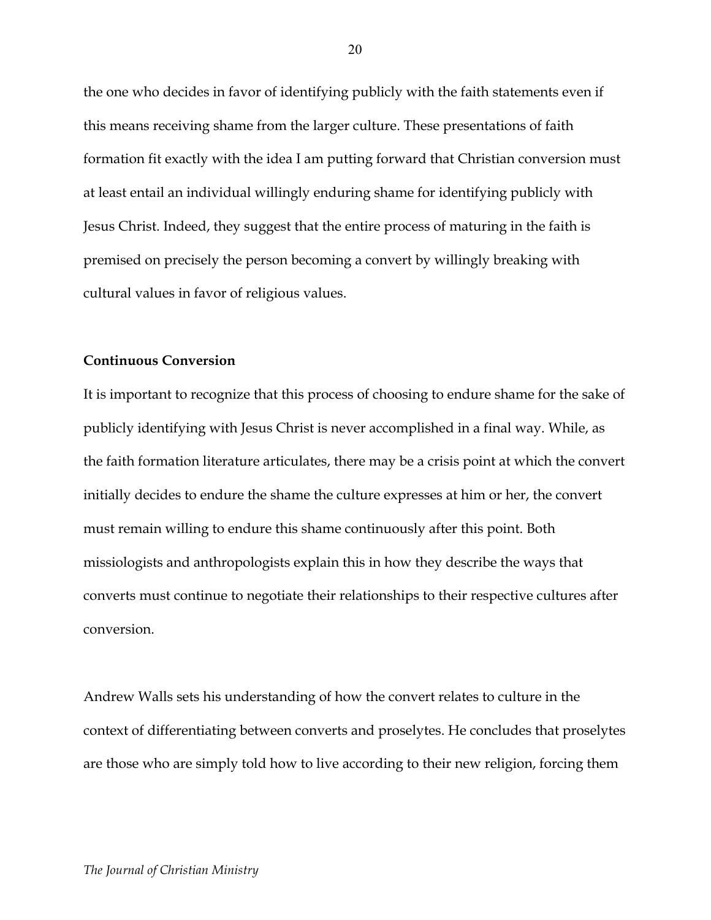the one who decides in favor of identifying publicly with the faith statements even if this means receiving shame from the larger culture. These presentations of faith formation fit exactly with the idea I am putting forward that Christian conversion must at least entail an individual willingly enduring shame for identifying publicly with Jesus Christ. Indeed, they suggest that the entire process of maturing in the faith is premised on precisely the person becoming a convert by willingly breaking with cultural values in favor of religious values.

### Continuous Conversion

It is important to recognize that this process of choosing to endure shame for the sake of publicly identifying with Jesus Christ is never accomplished in a final way. While, as the faith formation literature articulates, there may be a crisis point at which the convert initially decides to endure the shame the culture expresses at him or her, the convert must remain willing to endure this shame continuously after this point. Both missiologists and anthropologists explain this in how they describe the ways that converts must continue to negotiate their relationships to their respective cultures after conversion.

Andrew Walls sets his understanding of how the convert relates to culture in the context of differentiating between converts and proselytes. He concludes that proselytes are those who are simply told how to live according to their new religion, forcing them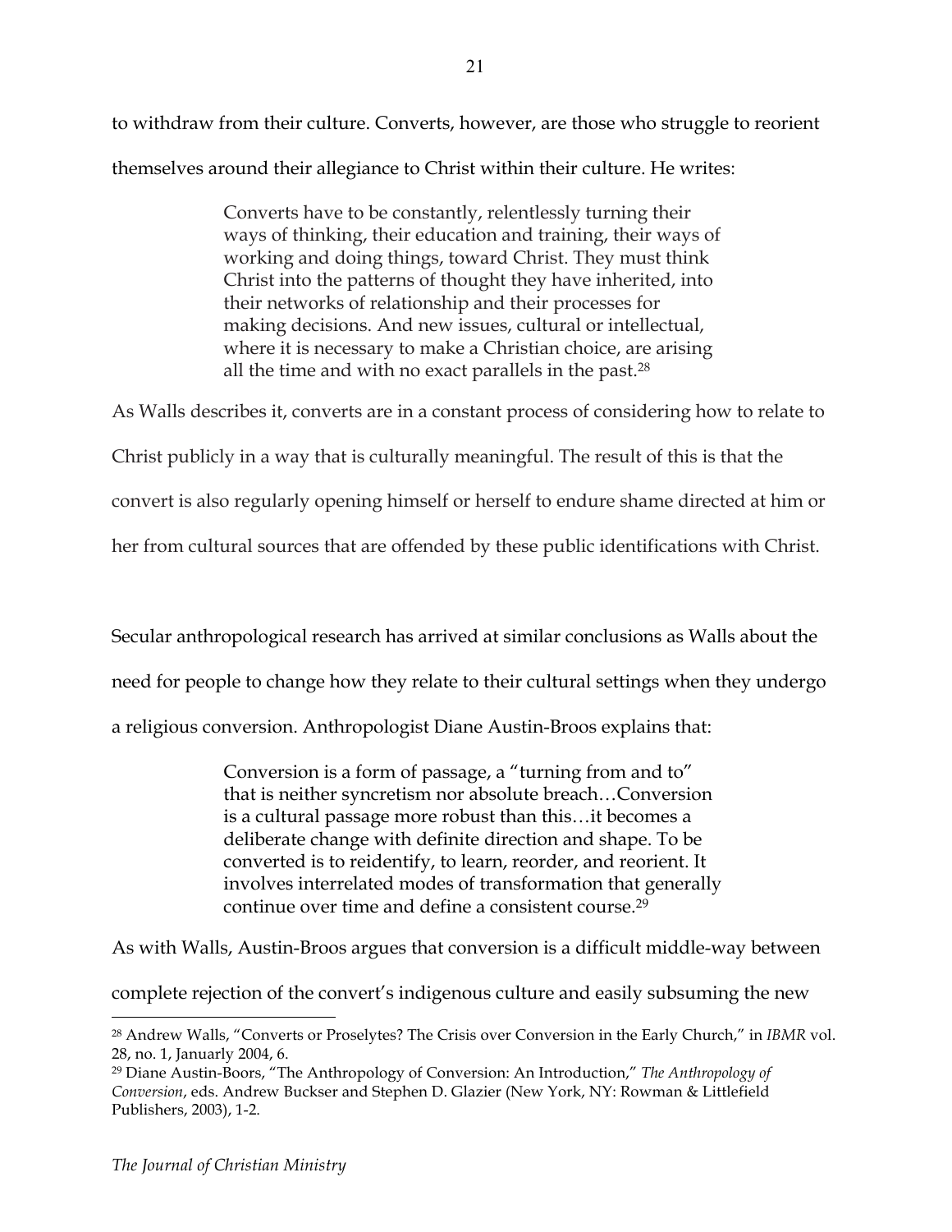to withdraw from their culture. Converts, however, are those who struggle to reorient themselves around their allegiance to Christ within their culture. He writes:

> Converts have to be constantly, relentlessly turning their ways of thinking, their education and training, their ways of working and doing things, toward Christ. They must think Christ into the patterns of thought they have inherited, into their networks of relationship and their processes for making decisions. And new issues, cultural or intellectual, where it is necessary to make a Christian choice, are arising all the time and with no exact parallels in the past.[28]

As Walls describes it, converts are in a constant process of considering how to relate to Christ publicly in a way that is culturally meaningful. The result of this is that the convert is also regularly opening himself or herself to endure shame directed at him or her from cultural sources that are offended by these public identifications with Christ.

Secular anthropological research has arrived at similar conclusions as Walls about the need for people to change how they relate to their cultural settings when they undergo a religious conversion. Anthropologist Diane Austin-Broos explains that:

> Conversion is a form of passage, a "turning from and to" that is neither syncretism nor absolute breach…Conversion is a cultural passage more robust than this…it becomes a deliberate change with definite direction and shape. To be converted is to reidentify, to learn, reorder, and reorient. It involves interrelated modes of transformation that generally continue over time and define a consistent course.[29]

As with Walls, Austin-Broos argues that conversion is a difficult middle-way between complete rejection of the convert's indigenous culture and easily subsuming the new

---

[28] Andrew Walls, "Converts or Proselytes? The Crisis over Conversion in the Early Church," in *IBMR* vol. 28, no. 1, Janaurdy 2004, 6.

[29] Diane Austin-Boors, "The Anthropology of Conversion: An Introduction," *The Anthropology of Conversion*, eds. Andrew Buckser and Stephen D. Glazier (New York, NY: Rowman & Littlefield Publishers, 2003), 1-2.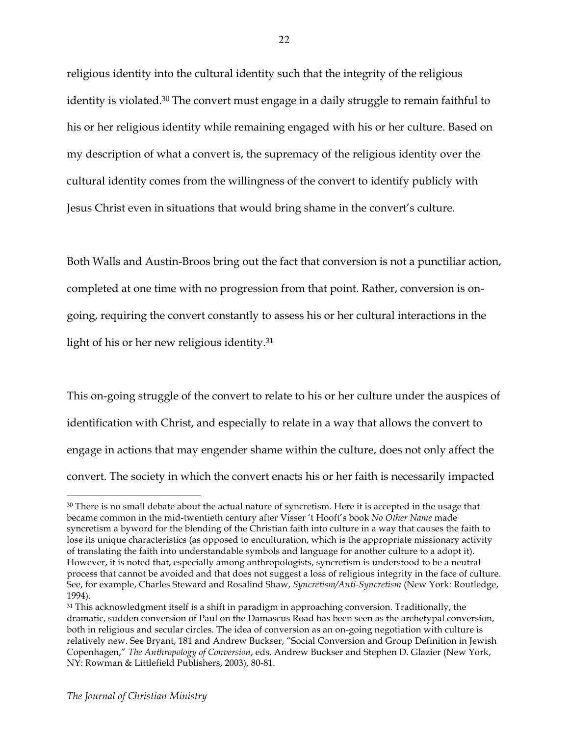religious identity into the cultural identity such that the integrity of the religious identity is violated.[30] The convert must engage in a daily struggle to remain faithful to his or her religious identity while remaining engaged with his or her culture. Based on my description of what a convert is, the supremacy of the religious identity over the cultural identity comes from the willingness of the convert to identify publicly with Jesus Christ even in situations that would bring shame in the convert's culture.

Both Walls and Austin-Broos bring out the fact that conversion is not a punctiliar action, completed at one time with no progression from that point. Rather, conversion is on-going, requiring the convert constantly to assess his or her cultural interactions in the light of his or her new religious identity.[31]

This on-going struggle of the convert to relate to his or her culture under the auspices of identification with Christ, and especially to relate in a way that allows the convert to engage in actions that may engender shame within the culture, does not only affect the convert. The society in which the convert enacts his or her faith is necessarily impacted

---

[30] There is no small debate about the actual nature of syncretism. Here it is accepted in the usage that became common in the mid-twentieth century after Visser 't Hooft's book *No Other Name* made syncretism a byword for the blending of the Christian faith into culture in a way that causes the faith to lose its unique characteristics (as opposed to enculturation, which is the appropriate missionary activity of translating the faith into understandable symbols and language for another culture to a adopt it). However, it is noted that, especially among anthropologists, syncretism is understood to be a neutral process that cannot be avoided and that does not suggest a loss of religious integrity in the face of culture. See, for example, Charles Steward and Rosalind Shaw, *Syncretism/Anti-Syncretism* (New York: Routledge, 1994).

[31] This acknowledgment itself is a shift in paradigm in approaching conversion. Traditionally, the dramatic, sudden conversion of Paul on the Damascus Road has been seen as the archetypal conversion, both in religious and secular circles. The idea of conversion as an on-going negotiation with culture is relatively new. See Bryant, 181 and Andrew Buckser, "Social Conversion and Group Definition in Jewish Copenhagen," *The Anthropology of Conversion*, eds. Andrew Buckser and Stephen D. Glazier (New York, NY: Rowman & Littlefield Publishers, 2003), 80-81.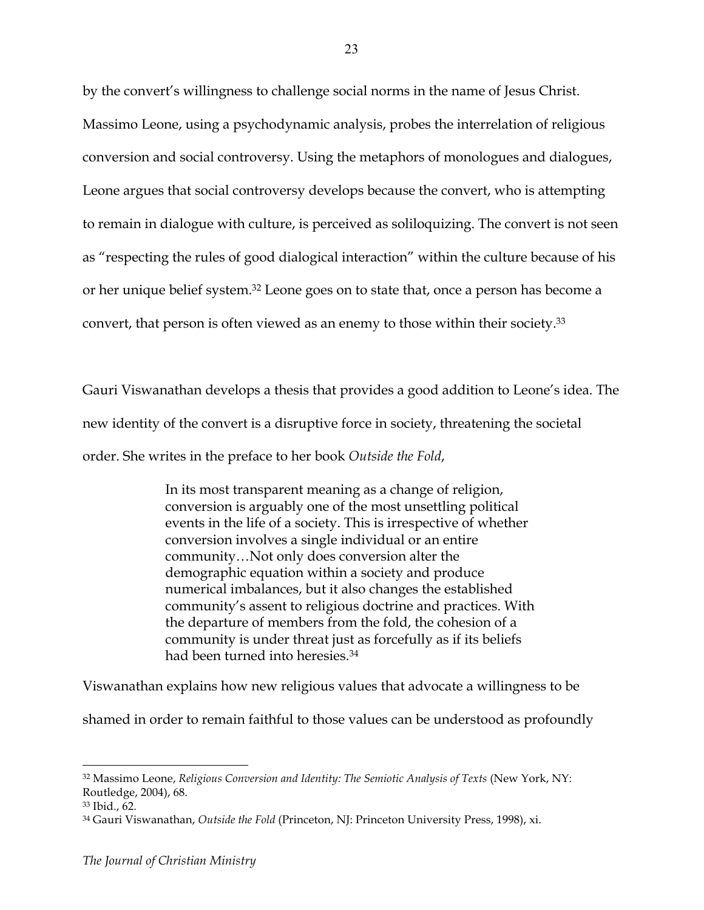by the convert's willingness to challenge social norms in the name of Jesus Christ. Massimo Leone, using a psychodynamic analysis, probes the interrelation of religious conversion and social controversy. Using the metaphors of monologues and dialogues, Leone argues that social controversy develops because the convert, who is attempting to remain in dialogue with culture, is perceived as soliloquizing. The convert is not seen as "respecting the rules of good dialogical interaction" within the culture because of his or her unique belief system.[32] Leone goes on to state that, once a person has become a convert, that person is often viewed as an enemy to those within their society.[33]

Gauri Viswanathan develops a thesis that provides a good addition to Leone's idea. The new identity of the convert is a disruptive force in society, threatening the societal order. She writes in the preface to her book *Outside the Fold*,

> In its most transparent meaning as a change of religion, conversion is arguably one of the most unsettling political events in the life of a society. This is irrespective of whether conversion involves a single individual or an entire community…Not only does conversion alter the demographic equation within a society and produce numerical imbalances, but it also changes the established community's assent to religious doctrine and practices. With the departure of members from the fold, the cohesion of a community is under threat just as forcefully as if its beliefs had been turned into heresies.[34]

Viswanathan explains how new religious values that advocate a willingness to be shamed in order to remain faithful to those values can be understood as profoundly

---

[32] Massimo Leone, *Religious Conversion and Identity: The Semiotic Analysis of Texts* (New York, NY: Routledge, 2004), 68.

[33] Ibid., 62.

[34] Gauri Viswanathan, *Outside the Fold* (Princeton, NJ: Princeton University Press, 1998), xi.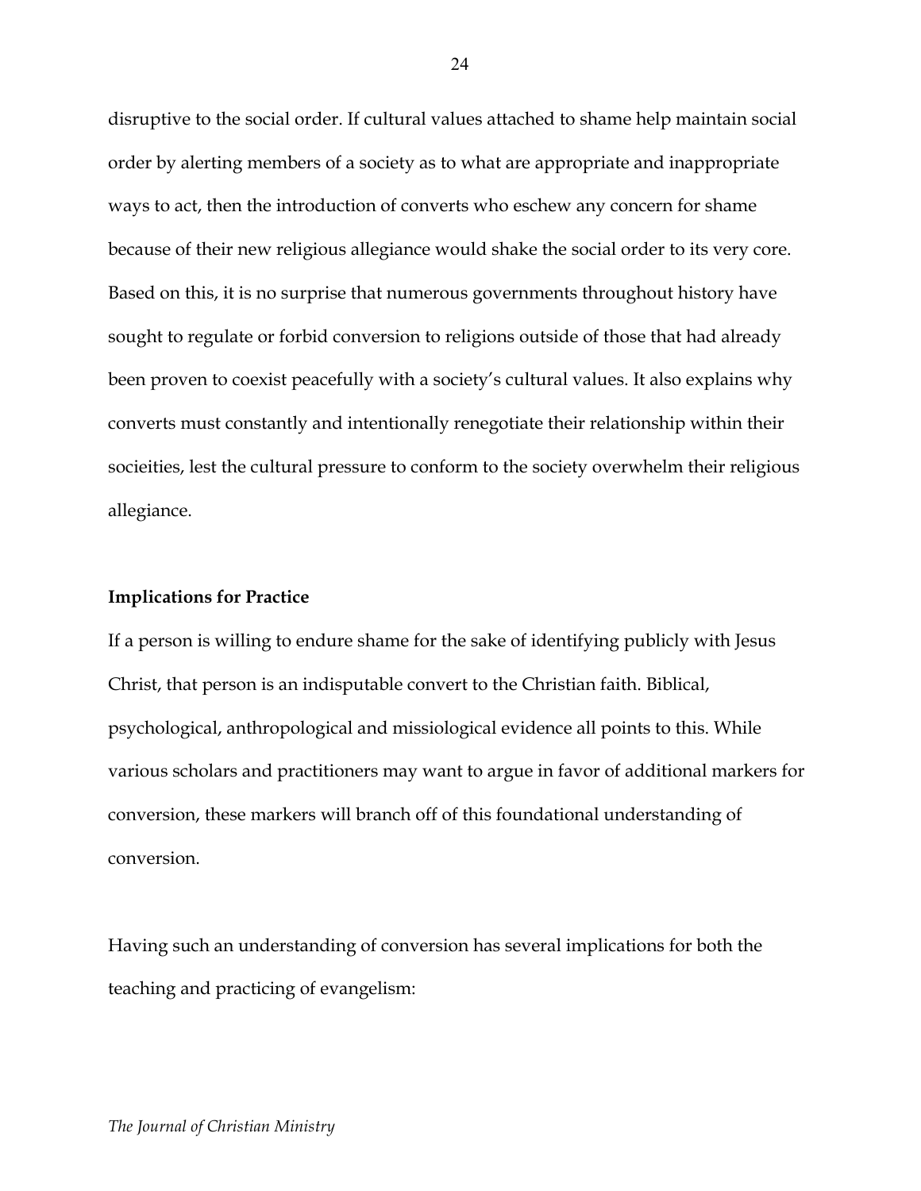disruptive to the social order. If cultural values attached to shame help maintain social order by alerting members of a society as to what are appropriate and inappropriate ways to act, then the introduction of converts who eschew any concern for shame because of their new religious allegiance would shake the social order to its very core. Based on this, it is no surprise that numerous governments throughout history have sought to regulate or forbid conversion to religions outside of those that had already been proven to coexist peacefully with a society's cultural values. It also explains why converts must constantly and intentionally renegotiate their relationship within their socieities, lest the cultural pressure to conform to the society overwhelm their religious allegiance.

**Implications for Practice**

If a person is willing to endure shame for the sake of identifying publicly with Jesus Christ, that person is an indisputable convert to the Christian faith. Biblical, psychological, anthropological and missiological evidence all points to this. While various scholars and practitioners may want to argue in favor of additional markers for conversion, these markers will branch off of this foundational understanding of conversion.

Having such an understanding of conversion has several implications for both the teaching and practicing of evangelism: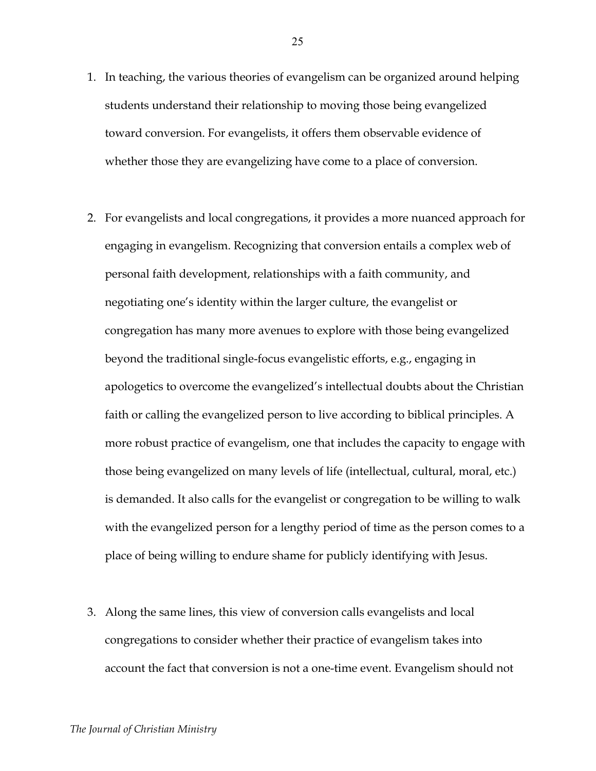1. In teaching, the various theories of evangelism can be organized around helping students understand their relationship to moving those being evangelized toward conversion. For evangelists, it offers them observable evidence of whether those they are evangelizing have come to a place of conversion.

2. For evangelists and local congregations, it provides a more nuanced approach for engaging in evangelism. Recognizing that conversion entails a complex web of personal faith development, relationships with a faith community, and negotiating one's identity within the larger culture, the evangelist or congregation has many more avenues to explore with those being evangelized beyond the traditional single-focus evangelistic efforts, e.g., engaging in apologetics to overcome the evangelized's intellectual doubts about the Christian faith or calling the evangelized person to live according to biblical principles. A more robust practice of evangelism, one that includes the capacity to engage with those being evangelized on many levels of life (intellectual, cultural, moral, etc.) is demanded. It also calls for the evangelist or congregation to be willing to walk with the evangelized person for a lengthy period of time as the person comes to a place of being willing to endure shame for publicly identifying with Jesus.

3. Along the same lines, this view of conversion calls evangelists and local congregations to consider whether their practice of evangelism takes into account the fact that conversion is not a one-time event. Evangelism should not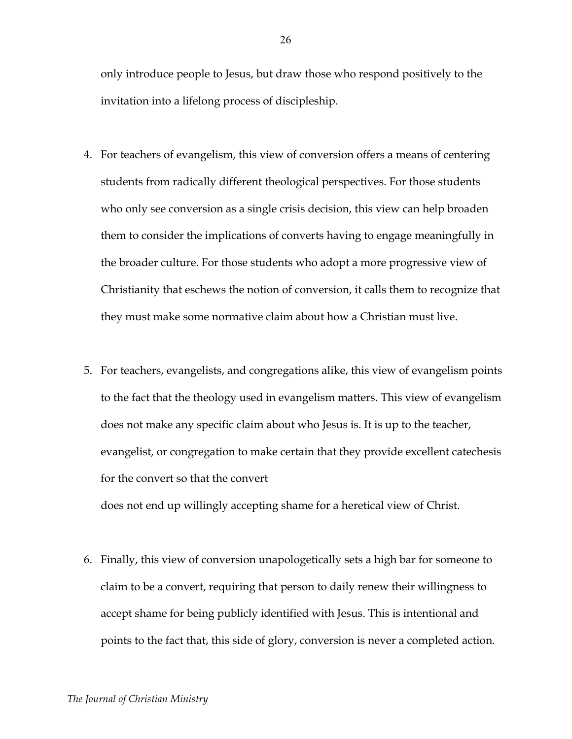only introduce people to Jesus, but draw those who respond positively to the invitation into a lifelong process of discipleship.

4. For teachers of evangelism, this view of conversion offers a means of centering students from radically different theological perspectives. For those students who only see conversion as a single crisis decision, this view can help broaden them to consider the implications of converts having to engage meaningfully in the broader culture. For those students who adopt a more progressive view of Christianity that eschews the notion of conversion, it calls them to recognize that they must make some normative claim about how a Christian must live.

5. For teachers, evangelists, and congregations alike, this view of evangelism points to the fact that the theology used in evangelism matters. This view of evangelism does not make any specific claim about who Jesus is. It is up to the teacher, evangelist, or congregation to make certain that they provide excellent catechesis for the convert so that the convert does not end up willingly accepting shame for a heretical view of Christ.

6. Finally, this view of conversion unapologetically sets a high bar for someone to claim to be a convert, requiring that person to daily renew their willingness to accept shame for being publicly identified with Jesus. This is intentional and points to the fact that, this side of glory, conversion is never a completed action.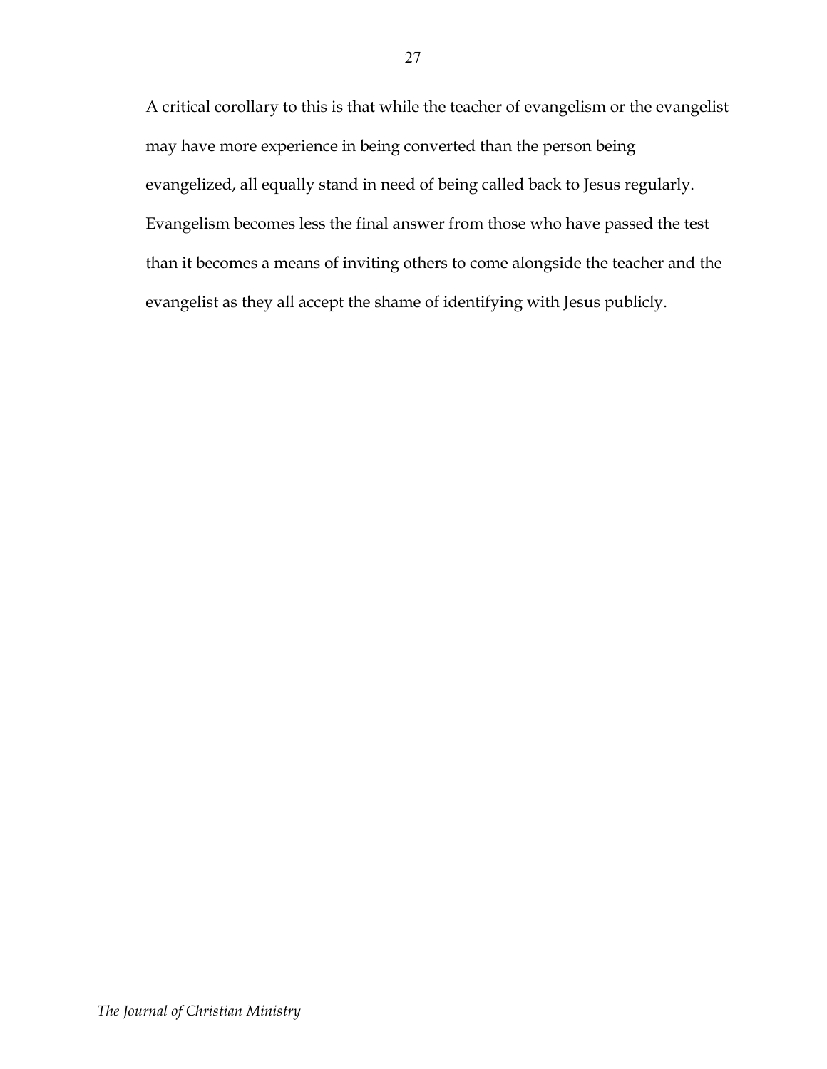A critical corollary to this is that while the teacher of evangelism or the evangelist may have more experience in being converted than the person being evangelized, all equally stand in need of being called back to Jesus regularly. Evangelism becomes less the final answer from those who have passed the test than it becomes a means of inviting others to come alongside the teacher and the evangelist as they all accept the shame of identifying with Jesus publicly.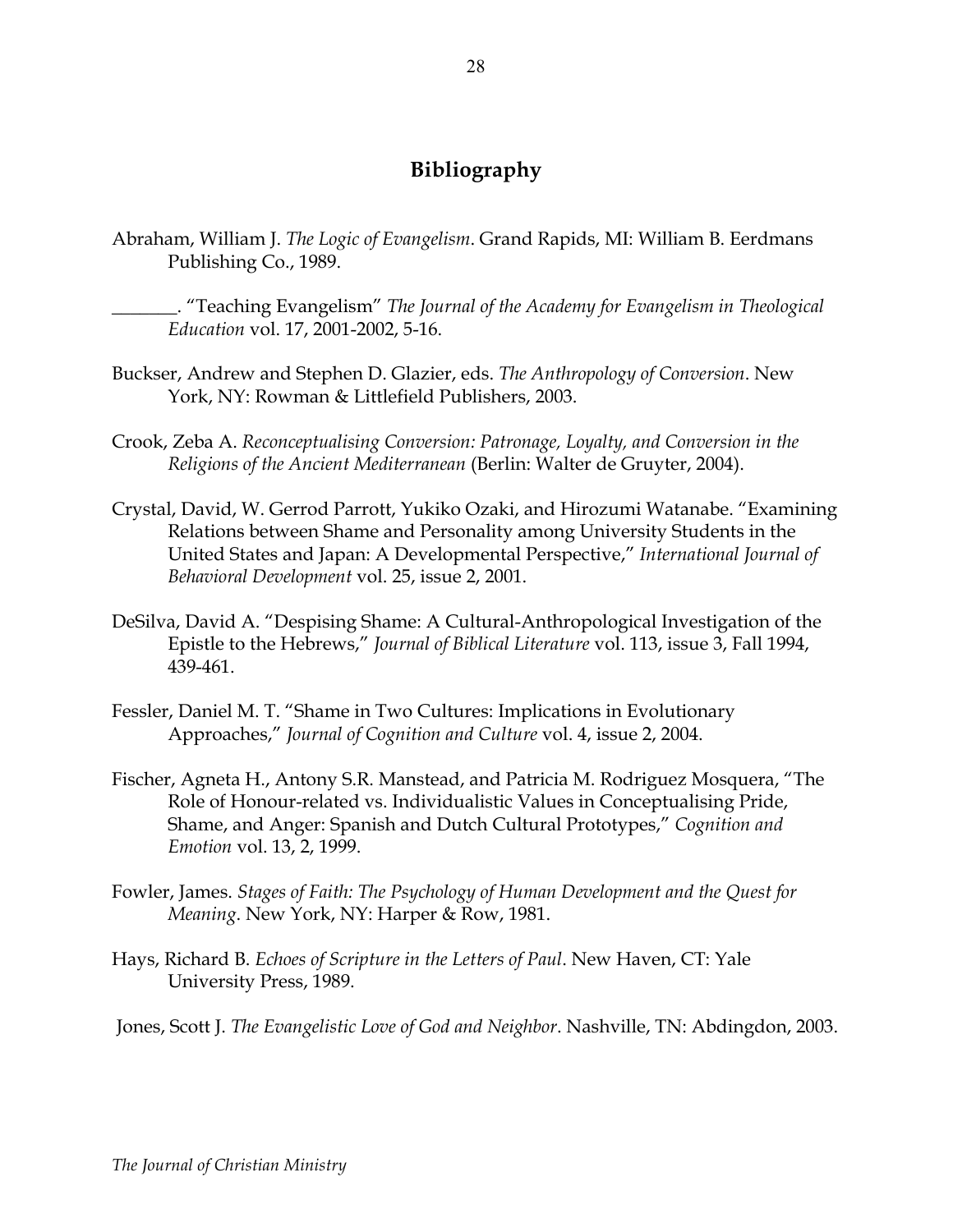## Bibliography

Abraham, William J. *The Logic of Evangelism*. Grand Rapids, MI: William B. Eerdmans Publishing Co., 1989.

_______. "Teaching Evangelism" *The Journal of the Academy for Evangelism in Theological Education* vol. 17, 2001-2002, 5-16.

Buckser, Andrew and Stephen D. Glazier, eds. *The Anthropology of Conversion*. New York, NY: Rowman & Littlefield Publishers, 2003.

Crook, Zeba A. *Reconceptualising Conversion: Patronage, Loyalty, and Conversion in the Religions of the Ancient Mediterranean* (Berlin: Walter de Gruyter, 2004).

Crystal, David, W. Gerrod Parrott, Yukiko Ozaki, and Hirozumi Watanabe. "Examining Relations between Shame and Personality among University Students in the United States and Japan: A Developmental Perspective," *International Journal of Behavioral Development* vol. 25, issue 2, 2001.

DeSilva, David A. "Despising Shame: A Cultural-Anthropological Investigation of the Epistle to the Hebrews," *Journal of Biblical Literature* vol. 113, issue 3, Fall 1994, 439-461.

Fessler, Daniel M. T. "Shame in Two Cultures: Implications in Evolutionary Approaches," *Journal of Cognition and Culture* vol. 4, issue 2, 2004.

Fischer, Agneta H., Antony S.R. Manstead, and Patricia M. Rodriguez Mosquera, "The Role of Honour-related vs. Individualistic Values in Conceptualising Pride, Shame, and Anger: Spanish and Dutch Cultural Prototypes," *Cognition and Emotion* vol. 13, 2, 1999.

Fowler, James. *Stages of Faith: The Psychology of Human Development and the Quest for Meaning*. New York, NY: Harper & Row, 1981.

Hays, Richard B. *Echoes of Scripture in the Letters of Paul*. New Haven, CT: Yale University Press, 1989.

Jones, Scott J. *The Evangelistic Love of God and Neighbor*. Nashville, TN: Abdingdon, 2003.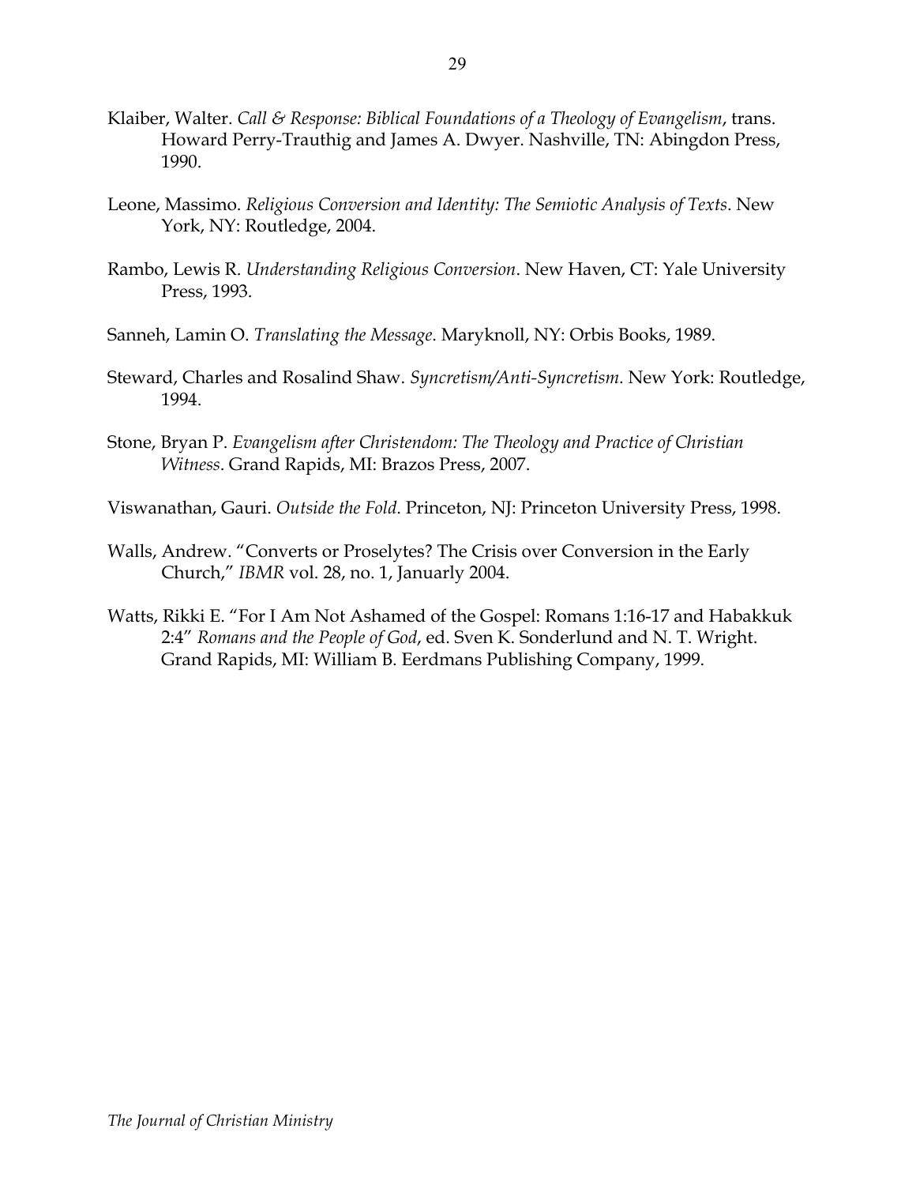Klaiber, Walter. *Call & Response: Biblical Foundations of a Theology of Evangelism*, trans. Howard Perry-Trauthig and James A. Dwyer. Nashville, TN: Abingdon Press, 1990.

Leone, Massimo. *Religious Conversion and Identity: The Semiotic Analysis of Texts*. New York, NY: Routledge, 2004.

Rambo, Lewis R. *Understanding Religious Conversion*. New Haven, CT: Yale University Press, 1993.

Sanneh, Lamin O. *Translating the Message*. Maryknoll, NY: Orbis Books, 1989.

Steward, Charles and Rosalind Shaw. *Syncretism/Anti-Syncretism*. New York: Routledge, 1994.

Stone, Bryan P. *Evangelism after Christendom: The Theology and Practice of Christian Witness*. Grand Rapids, MI: Brazos Press, 2007.

Viswanathan, Gauri. *Outside the Fold*. Princeton, NJ: Princeton University Press, 1998.

Walls, Andrew. "Converts or Proselytes? The Crisis over Conversion in the Early Church," *IBMR* vol. 28, no. 1, January 2004.

Watts, Rikki E. "For I Am Not Ashamed of the Gospel: Romans 1:16-17 and Habakkuk 2:4" *Romans and the People of God*, ed. Sven K. Sonderlund and N. T. Wright. Grand Rapids, MI: William B. Eerdmans Publishing Company, 1999.